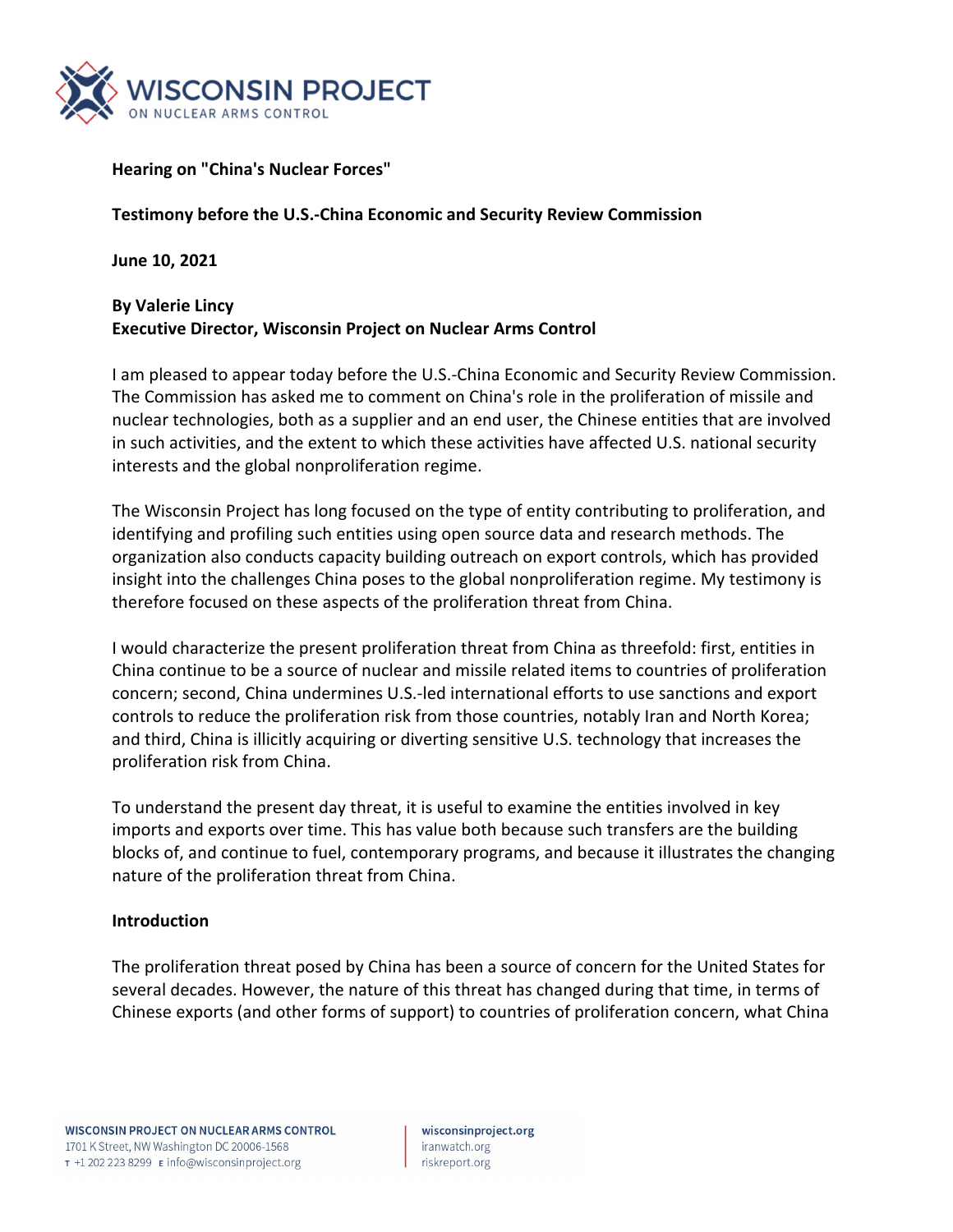**Hearing on "China's Nuclear Forces"**

**Testimony before the U.S.-China Economic and Security Review Commission**

**June 10, 2021**

**By Valerie Lincy**
**Executive Director, Wisconsin Project on Nuclear Arms Control**

I am pleased to appear today before the U.S.-China Economic and Security Review Commission. The Commission has asked me to comment on China's role in the proliferation of missile and nuclear technologies, both as a supplier and an end user, the Chinese entities that are involved in such activities, and the extent to which these activities have affected U.S. national security interests and the global nonproliferation regime.

The Wisconsin Project has long focused on the type of entity contributing to proliferation, and identifying and profiling such entities using open source data and research methods. The organization also conducts capacity building outreach on export controls, which has provided insight into the challenges China poses to the global nonproliferation regime. My testimony is therefore focused on these aspects of the proliferation threat from China.

I would characterize the present proliferation threat from China as threefold: first, entities in China continue to be a source of nuclear and missile related items to countries of proliferation concern; second, China undermines U.S.-led international efforts to use sanctions and export controls to reduce the proliferation risk from those countries, notably Iran and North Korea; and third, China is illicitly acquiring or diverting sensitive U.S. technology that increases the proliferation risk from China.

To understand the present day threat, it is useful to examine the entities involved in key imports and exports over time. This has value both because such transfers are the building blocks of, and continue to fuel, contemporary programs, and because it illustrates the changing nature of the proliferation threat from China.

**Introduction**

The proliferation threat posed by China has been a source of concern for the United States for several decades. However, the nature of this threat has changed during that time, in terms of Chinese exports (and other forms of support) to countries of proliferation concern, what China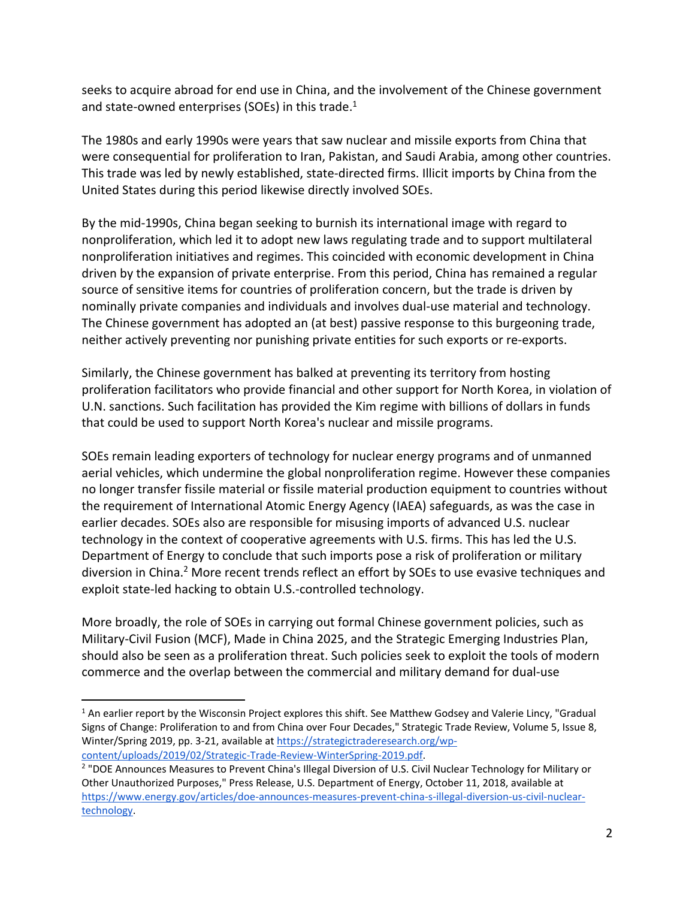seeks to acquire abroad for end use in China, and the involvement of the Chinese government and state-owned enterprises (SOEs) in this trade.[1]

The 1980s and early 1990s were years that saw nuclear and missile exports from China that were consequential for proliferation to Iran, Pakistan, and Saudi Arabia, among other countries. This trade was led by newly established, state-directed firms. Illicit imports by China from the United States during this period likewise directly involved SOEs.

By the mid-1990s, China began seeking to burnish its international image with regard to nonproliferation, which led it to adopt new laws regulating trade and to support multilateral nonproliferation initiatives and regimes. This coincided with economic development in China driven by the expansion of private enterprise. From this period, China has remained a regular source of sensitive items for countries of proliferation concern, but the trade is driven by nominally private companies and individuals and involves dual-use material and technology. The Chinese government has adopted an (at best) passive response to this burgeoning trade, neither actively preventing nor punishing private entities for such exports or re-exports.

Similarly, the Chinese government has balked at preventing its territory from hosting proliferation facilitators who provide financial and other support for North Korea, in violation of U.N. sanctions. Such facilitation has provided the Kim regime with billions of dollars in funds that could be used to support North Korea's nuclear and missile programs.

SOEs remain leading exporters of technology for nuclear energy programs and of unmanned aerial vehicles, which undermine the global nonproliferation regime. However these companies no longer transfer fissile material or fissile material production equipment to countries without the requirement of International Atomic Energy Agency (IAEA) safeguards, as was the case in earlier decades. SOEs also are responsible for misusing imports of advanced U.S. nuclear technology in the context of cooperative agreements with U.S. firms. This has led the U.S. Department of Energy to conclude that such imports pose a risk of proliferation or military diversion in China.[2] More recent trends reflect an effort by SOEs to use evasive techniques and exploit state-led hacking to obtain U.S.-controlled technology.

More broadly, the role of SOEs in carrying out formal Chinese government policies, such as Military-Civil Fusion (MCF), Made in China 2025, and the Strategic Emerging Industries Plan, should also be seen as a proliferation threat. Such policies seek to exploit the tools of modern commerce and the overlap between the commercial and military demand for dual-use

---

[1] An earlier report by the Wisconsin Project explores this shift. See Matthew Godsey and Valerie Lincy, "Gradual Signs of Change: Proliferation to and from China over Four Decades," Strategic Trade Review, Volume 5, Issue 8, Winter/Spring 2019, pp. 3-21, available at https://strategictraderesearch.org/wp-content/uploads/2019/02/Strategic-Trade-Review-WinterSpring-2019.pdf.

[2] "DOE Announces Measures to Prevent China's Illegal Diversion of U.S. Civil Nuclear Technology for Military or Other Unauthorized Purposes," Press Release, U.S. Department of Energy, October 11, 2018, available at https://www.energy.gov/articles/doe-announces-measures-prevent-china-s-illegal-diversion-us-civil-nuclear-technology.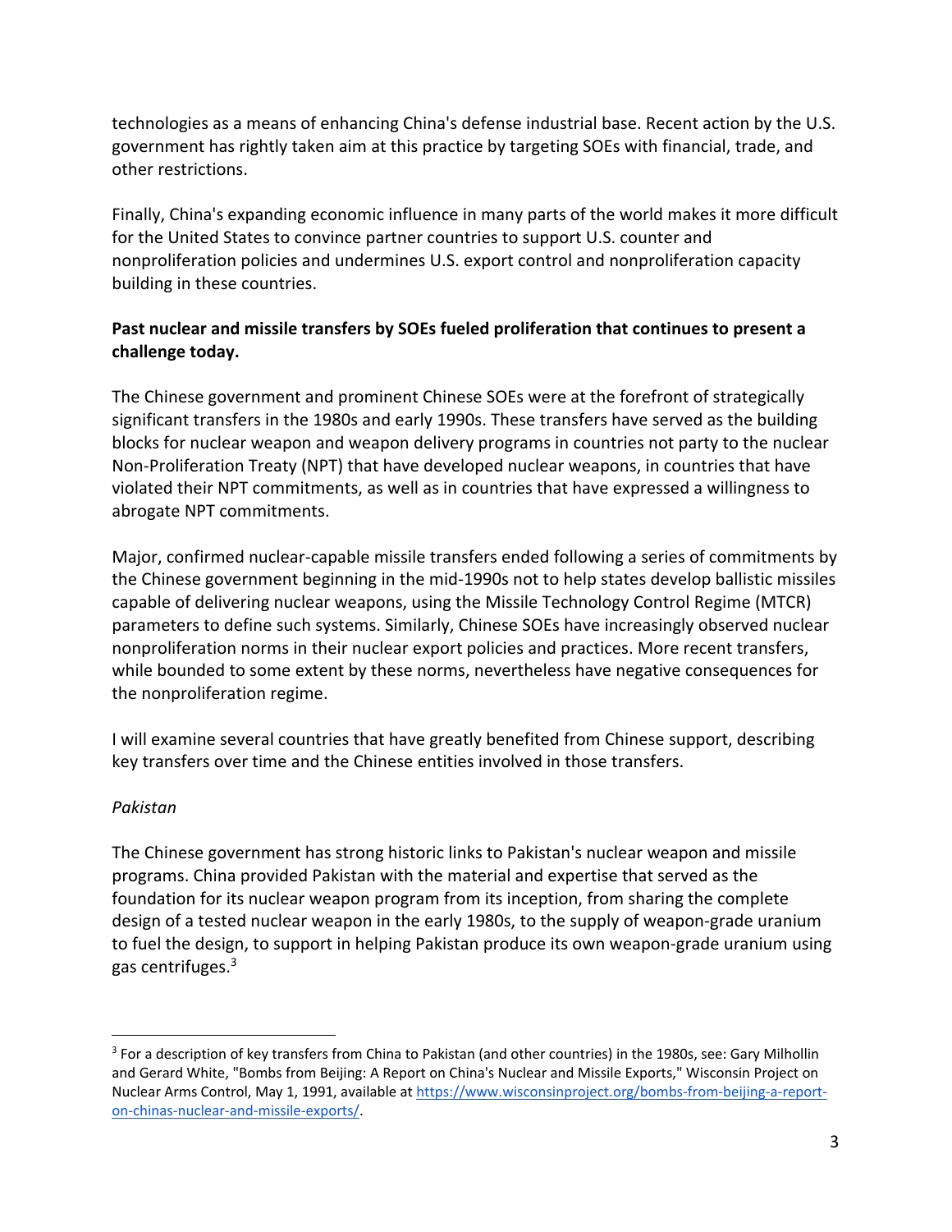technologies as a means of enhancing China's defense industrial base. Recent action by the U.S. government has rightly taken aim at this practice by targeting SOEs with financial, trade, and other restrictions.

Finally, China's expanding economic influence in many parts of the world makes it more difficult for the United States to convince partner countries to support U.S. counter and nonproliferation policies and undermines U.S. export control and nonproliferation capacity building in these countries.

**Past nuclear and missile transfers by SOEs fueled proliferation that continues to present a challenge today.**

The Chinese government and prominent Chinese SOEs were at the forefront of strategically significant transfers in the 1980s and early 1990s. These transfers have served as the building blocks for nuclear weapon and weapon delivery programs in countries not party to the nuclear Non-Proliferation Treaty (NPT) that have developed nuclear weapons, in countries that have violated their NPT commitments, as well as in countries that have expressed a willingness to abrogate NPT commitments.

Major, confirmed nuclear-capable missile transfers ended following a series of commitments by the Chinese government beginning in the mid-1990s not to help states develop ballistic missiles capable of delivering nuclear weapons, using the Missile Technology Control Regime (MTCR) parameters to define such systems. Similarly, Chinese SOEs have increasingly observed nuclear nonproliferation norms in their nuclear export policies and practices. More recent transfers, while bounded to some extent by these norms, nevertheless have negative consequences for the nonproliferation regime.

I will examine several countries that have greatly benefited from Chinese support, describing key transfers over time and the Chinese entities involved in those transfers.

*Pakistan*

The Chinese government has strong historic links to Pakistan's nuclear weapon and missile programs. China provided Pakistan with the material and expertise that served as the foundation for its nuclear weapon program from its inception, from sharing the complete design of a tested nuclear weapon in the early 1980s, to the supply of weapon-grade uranium to fuel the design, to support in helping Pakistan produce its own weapon-grade uranium using gas centrifuges.[3]

---

[3] For a description of key transfers from China to Pakistan (and other countries) in the 1980s, see: Gary Milhollin and Gerard White, "Bombs from Beijing: A Report on China's Nuclear and Missile Exports," Wisconsin Project on Nuclear Arms Control, May 1, 1991, available at https://www.wisconsinproject.org/bombs-from-beijing-a-report-on-chinas-nuclear-and-missile-exports/.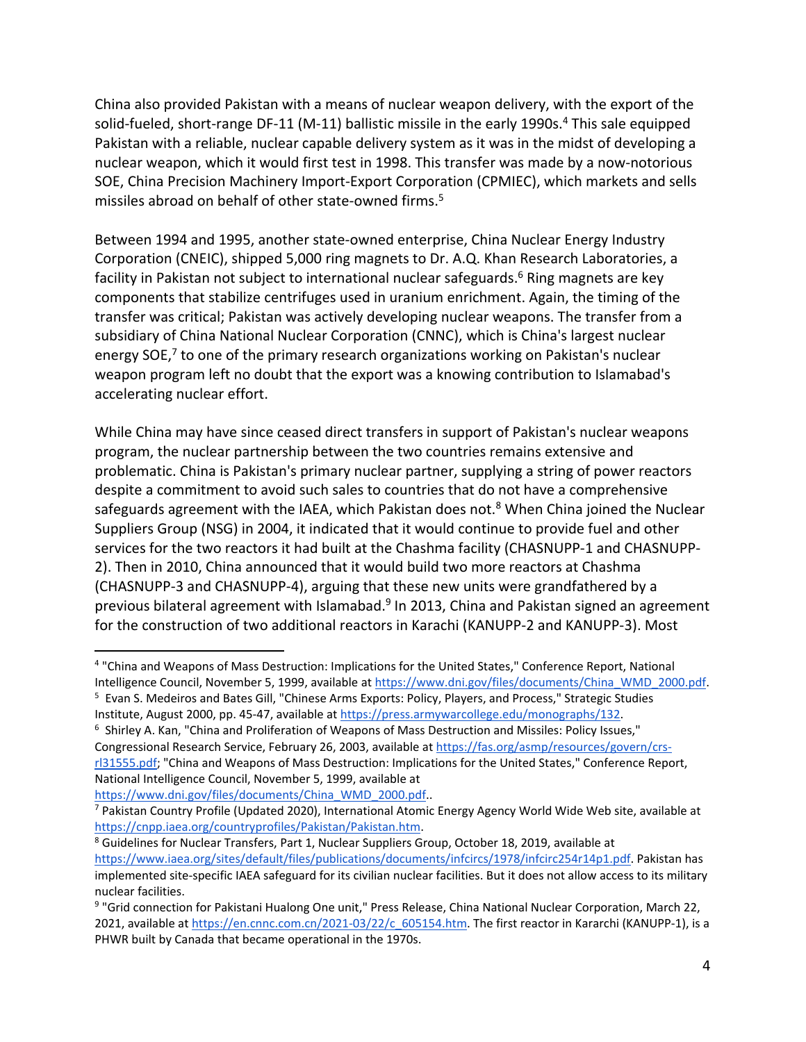China also provided Pakistan with a means of nuclear weapon delivery, with the export of the solid-fueled, short-range DF-11 (M-11) ballistic missile in the early 1990s.[4] This sale equipped Pakistan with a reliable, nuclear capable delivery system as it was in the midst of developing a nuclear weapon, which it would first test in 1998. This transfer was made by a now-notorious SOE, China Precision Machinery Import-Export Corporation (CPMIEC), which markets and sells missiles abroad on behalf of other state-owned firms.[5]

Between 1994 and 1995, another state-owned enterprise, China Nuclear Energy Industry Corporation (CNEIC), shipped 5,000 ring magnets to Dr. A.Q. Khan Research Laboratories, a facility in Pakistan not subject to international nuclear safeguards.[6] Ring magnets are key components that stabilize centrifuges used in uranium enrichment. Again, the timing of the transfer was critical; Pakistan was actively developing nuclear weapons. The transfer from a subsidiary of China National Nuclear Corporation (CNNC), which is China's largest nuclear energy SOE,[7] to one of the primary research organizations working on Pakistan's nuclear weapon program left no doubt that the export was a knowing contribution to Islamabad's accelerating nuclear effort.

While China may have since ceased direct transfers in support of Pakistan's nuclear weapons program, the nuclear partnership between the two countries remains extensive and problematic. China is Pakistan's primary nuclear partner, supplying a string of power reactors despite a commitment to avoid such sales to countries that do not have a comprehensive safeguards agreement with the IAEA, which Pakistan does not.[8] When China joined the Nuclear Suppliers Group (NSG) in 2004, it indicated that it would continue to provide fuel and other services for the two reactors it had built at the Chashma facility (CHASNUPP-1 and CHASNUPP-2). Then in 2010, China announced that it would build two more reactors at Chashma (CHASNUPP-3 and CHASNUPP-4), arguing that these new units were grandfathered by a previous bilateral agreement with Islamabad.[9] In 2013, China and Pakistan signed an agreement for the construction of two additional reactors in Karachi (KANUPP-2 and KANUPP-3). Most

---

[4] "China and Weapons of Mass Destruction: Implications for the United States," Conference Report, National Intelligence Council, November 5, 1999, available at https://www.dni.gov/files/documents/China_WMD_2000.pdf.

[5] Evan S. Medeiros and Bates Gill, "Chinese Arms Exports: Policy, Players, and Process," Strategic Studies Institute, August 2000, pp. 45-47, available at https://press.armywarcollege.edu/monographs/132.

[6] Shirley A. Kan, "China and Proliferation of Weapons of Mass Destruction and Missiles: Policy Issues," Congressional Research Service, February 26, 2003, available at https://fas.org/asmp/resources/govern/crs-rl31555.pdf; "China and Weapons of Mass Destruction: Implications for the United States," Conference Report, National Intelligence Council, November 5, 1999, available at https://www.dni.gov/files/documents/China_WMD_2000.pdf..

[7] Pakistan Country Profile (Updated 2020), International Atomic Energy Agency World Wide Web site, available at https://cnpp.iaea.org/countryprofiles/Pakistan/Pakistan.htm.

[8] Guidelines for Nuclear Transfers, Part 1, Nuclear Suppliers Group, October 18, 2019, available at https://www.iaea.org/sites/default/files/publications/documents/infcircs/1978/infcirc254r14p1.pdf. Pakistan has implemented site-specific IAEA safeguard for its civilian nuclear facilities. But it does not allow access to its military nuclear facilities.

[9] "Grid connection for Pakistani Hualong One unit," Press Release, China National Nuclear Corporation, March 22, 2021, available at https://en.cnnc.com.cn/2021-03/22/c_605154.htm. The first reactor in Kararchi (KANUPP-1), is a PHWR built by Canada that became operational in the 1970s.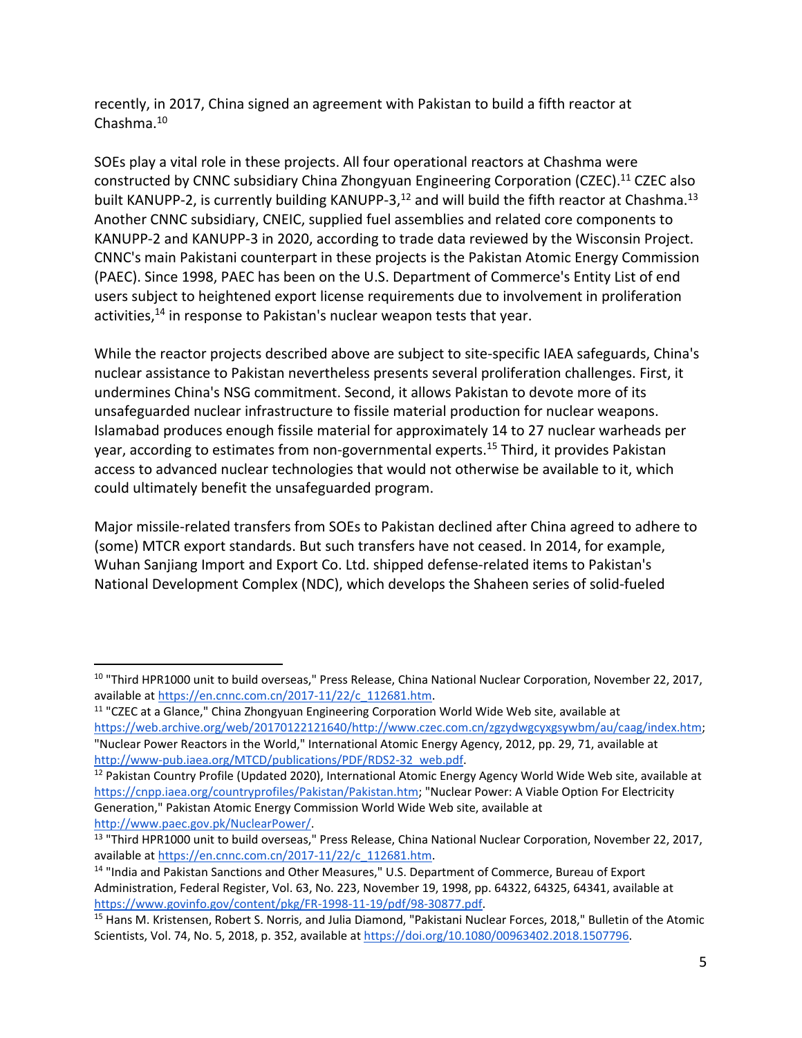recently, in 2017, China signed an agreement with Pakistan to build a fifth reactor at Chashma.[10]

SOEs play a vital role in these projects. All four operational reactors at Chashma were constructed by CNNC subsidiary China Zhongyuan Engineering Corporation (CZEC).[11] CZEC also built KANUPP-2, is currently building KANUPP-3,[12] and will build the fifth reactor at Chashma.[13] Another CNNC subsidiary, CNEIC, supplied fuel assemblies and related core components to KANUPP-2 and KANUPP-3 in 2020, according to trade data reviewed by the Wisconsin Project. CNNC's main Pakistani counterpart in these projects is the Pakistan Atomic Energy Commission (PAEC). Since 1998, PAEC has been on the U.S. Department of Commerce's Entity List of end users subject to heightened export license requirements due to involvement in proliferation activities,[14] in response to Pakistan's nuclear weapon tests that year.

While the reactor projects described above are subject to site-specific IAEA safeguards, China's nuclear assistance to Pakistan nevertheless presents several proliferation challenges. First, it undermines China's NSG commitment. Second, it allows Pakistan to devote more of its unsafeguarded nuclear infrastructure to fissile material production for nuclear weapons. Islamabad produces enough fissile material for approximately 14 to 27 nuclear warheads per year, according to estimates from non-governmental experts.[15] Third, it provides Pakistan access to advanced nuclear technologies that would not otherwise be available to it, which could ultimately benefit the unsafeguarded program.

Major missile-related transfers from SOEs to Pakistan declined after China agreed to adhere to (some) MTCR export standards. But such transfers have not ceased. In 2014, for example, Wuhan Sanjiang Import and Export Co. Ltd. shipped defense-related items to Pakistan's National Development Complex (NDC), which develops the Shaheen series of solid-fueled

---

[10] "Third HPR1000 unit to build overseas," Press Release, China National Nuclear Corporation, November 22, 2017, available at https://en.cnnc.com.cn/2017-11/22/c_112681.htm.

[11] "CZEC at a Glance," China Zhongyuan Engineering Corporation World Wide Web site, available at https://web.archive.org/web/20170122121640/http://www.czec.com.cn/zgzydwgcyxgsywbm/au/caag/index.htm; "Nuclear Power Reactors in the World," International Atomic Energy Agency, 2012, pp. 29, 71, available at http://www-pub.iaea.org/MTCD/publications/PDF/RDS2-32_web.pdf.

[12] Pakistan Country Profile (Updated 2020), International Atomic Energy Agency World Wide Web site, available at https://cnpp.iaea.org/countryprofiles/Pakistan/Pakistan.htm; "Nuclear Power: A Viable Option For Electricity Generation," Pakistan Atomic Energy Commission World Wide Web site, available at http://www.paec.gov.pk/NuclearPower/.

[13] "Third HPR1000 unit to build overseas," Press Release, China National Nuclear Corporation, November 22, 2017, available at https://en.cnnc.com.cn/2017-11/22/c_112681.htm.

[14] "India and Pakistan Sanctions and Other Measures," U.S. Department of Commerce, Bureau of Export Administration, Federal Register, Vol. 63, No. 223, November 19, 1998, pp. 64322, 64325, 64341, available at https://www.govinfo.gov/content/pkg/FR-1998-11-19/pdf/98-30877.pdf.

[15] Hans M. Kristensen, Robert S. Norris, and Julia Diamond, "Pakistani Nuclear Forces, 2018," Bulletin of the Atomic Scientists, Vol. 74, No. 5, 2018, p. 352, available at https://doi.org/10.1080/00963402.2018.1507796.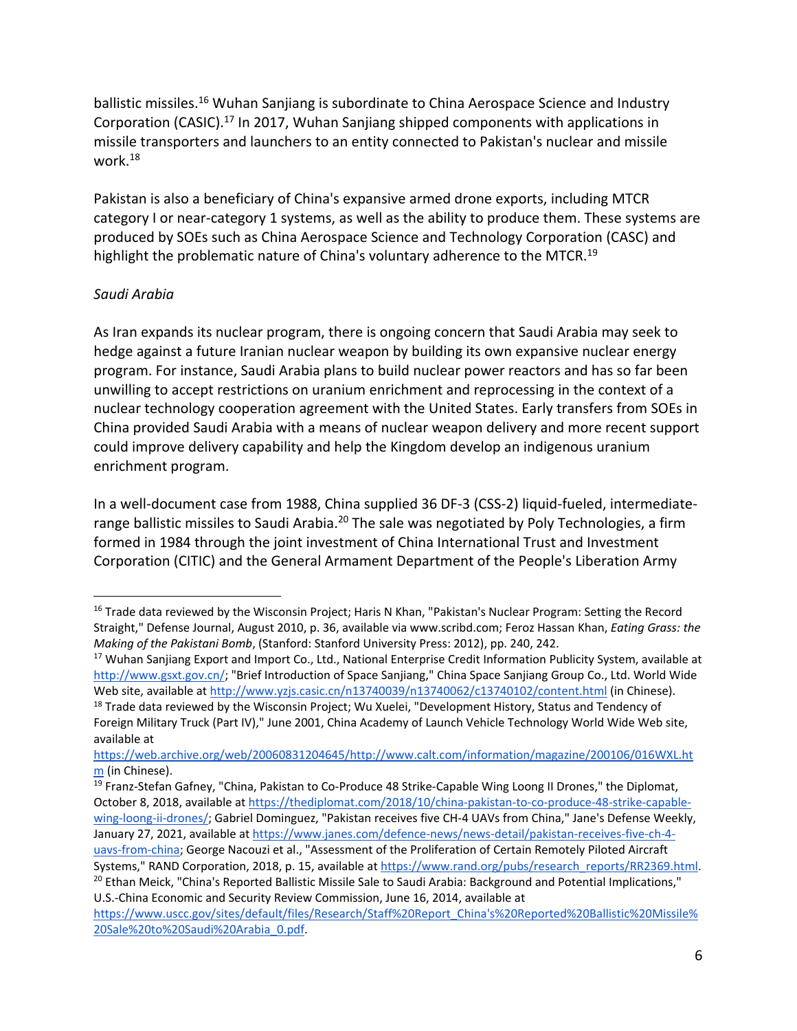ballistic missiles.[16] Wuhan Sanjiang is subordinate to China Aerospace Science and Industry Corporation (CASIC).[17] In 2017, Wuhan Sanjiang shipped components with applications in missile transporters and launchers to an entity connected to Pakistan's nuclear and missile work.[18]

Pakistan is also a beneficiary of China's expansive armed drone exports, including MTCR category I or near-category 1 systems, as well as the ability to produce them. These systems are produced by SOEs such as China Aerospace Science and Technology Corporation (CASC) and highlight the problematic nature of China's voluntary adherence to the MTCR.[19]

*Saudi Arabia*

As Iran expands its nuclear program, there is ongoing concern that Saudi Arabia may seek to hedge against a future Iranian nuclear weapon by building its own expansive nuclear energy program. For instance, Saudi Arabia plans to build nuclear power reactors and has so far been unwilling to accept restrictions on uranium enrichment and reprocessing in the context of a nuclear technology cooperation agreement with the United States. Early transfers from SOEs in China provided Saudi Arabia with a means of nuclear weapon delivery and more recent support could improve delivery capability and help the Kingdom develop an indigenous uranium enrichment program.

In a well-document case from 1988, China supplied 36 DF-3 (CSS-2) liquid-fueled, intermediate-range ballistic missiles to Saudi Arabia.[20] The sale was negotiated by Poly Technologies, a firm formed in 1984 through the joint investment of China International Trust and Investment Corporation (CITIC) and the General Armament Department of the People's Liberation Army

---

[16] Trade data reviewed by the Wisconsin Project; Haris N Khan, "Pakistan's Nuclear Program: Setting the Record Straight," Defense Journal, August 2010, p. 36, available via www.scribd.com; Feroz Hassan Khan, *Eating Grass: the Making of the Pakistani Bomb*, (Stanford: Stanford University Press: 2012), pp. 240, 242.

[17] Wuhan Sanjiang Export and Import Co., Ltd., National Enterprise Credit Information Publicity System, available at http://www.gsxt.gov.cn/; "Brief Introduction of Space Sanjiang," China Space Sanjiang Group Co., Ltd. World Wide Web site, available at http://www.yzjs.casic.cn/n13740039/n13740062/c13740102/content.html (in Chinese).

[18] Trade data reviewed by the Wisconsin Project; Wu Xuelei, "Development History, Status and Tendency of Foreign Military Truck (Part IV)," June 2001, China Academy of Launch Vehicle Technology World Wide Web site, available at https://web.archive.org/web/20060831204645/http://www.calt.com/information/magazine/200106/016WXL.htm (in Chinese).

[19] Franz-Stefan Gafney, "China, Pakistan to Co-Produce 48 Strike-Capable Wing Loong II Drones," the Diplomat, October 8, 2018, available at https://thediplomat.com/2018/10/china-pakistan-to-co-produce-48-strike-capable-wing-loong-ii-drones/; Gabriel Dominguez, "Pakistan receives five CH-4 UAVs from China," Jane's Defense Weekly, January 27, 2021, available at https://www.janes.com/defence-news/news-detail/pakistan-receives-five-ch-4-uavs-from-china; George Nacouzi et al., "Assessment of the Proliferation of Certain Remotely Piloted Aircraft Systems," RAND Corporation, 2018, p. 15, available at https://www.rand.org/pubs/research_reports/RR2369.html.

[20] Ethan Meick, "China's Reported Ballistic Missile Sale to Saudi Arabia: Background and Potential Implications," U.S.-China Economic and Security Review Commission, June 16, 2014, available at https://www.uscc.gov/sites/default/files/Research/Staff%20Report_China's%20Reported%20Ballistic%20Missile%20Sale%20to%20Saudi%20Arabia_0.pdf.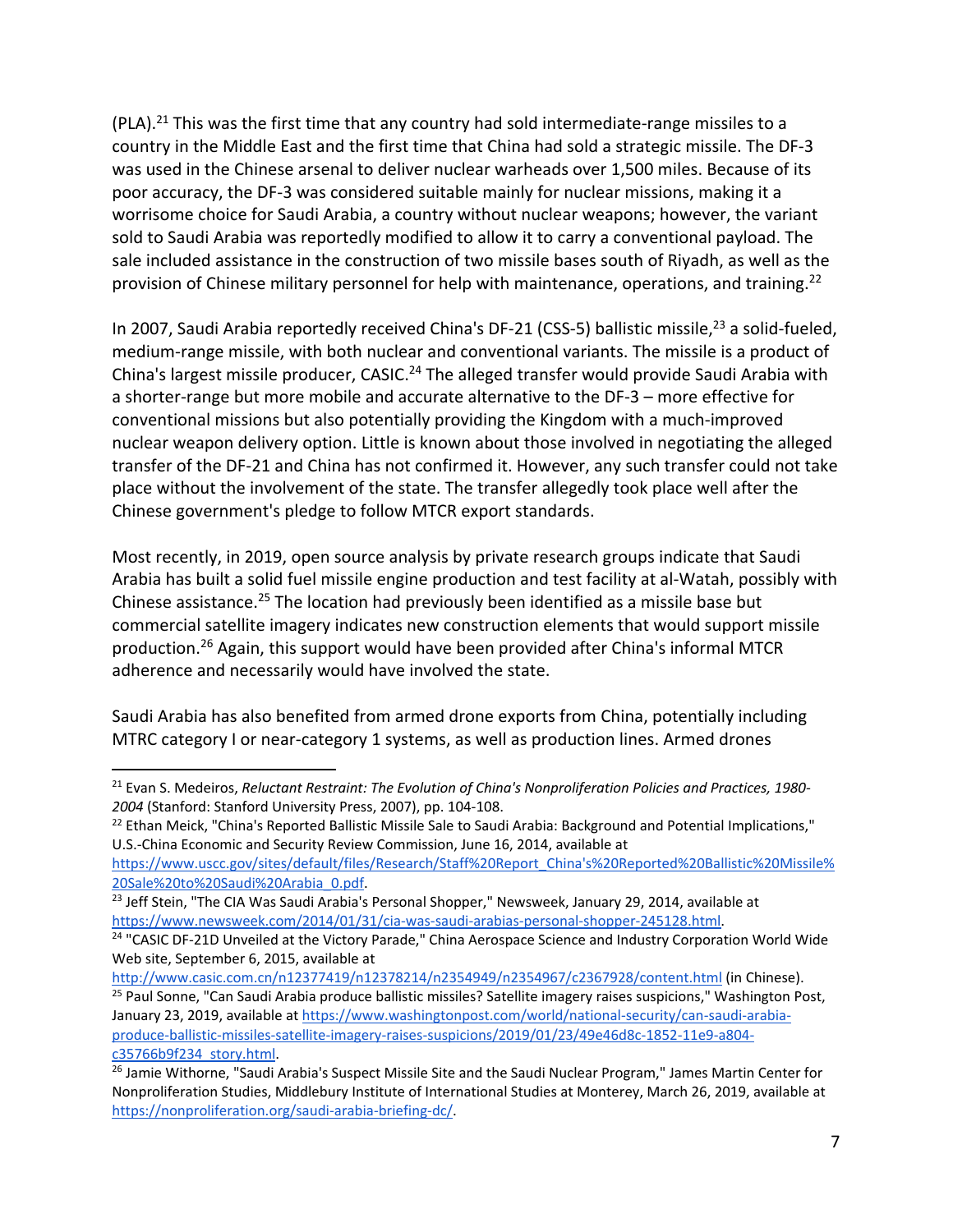(PLA).[21] This was the first time that any country had sold intermediate-range missiles to a country in the Middle East and the first time that China had sold a strategic missile. The DF-3 was used in the Chinese arsenal to deliver nuclear warheads over 1,500 miles. Because of its poor accuracy, the DF-3 was considered suitable mainly for nuclear missions, making it a worrisome choice for Saudi Arabia, a country without nuclear weapons; however, the variant sold to Saudi Arabia was reportedly modified to allow it to carry a conventional payload. The sale included assistance in the construction of two missile bases south of Riyadh, as well as the provision of Chinese military personnel for help with maintenance, operations, and training.[22]

In 2007, Saudi Arabia reportedly received China's DF-21 (CSS-5) ballistic missile,[23] a solid-fueled, medium-range missile, with both nuclear and conventional variants. The missile is a product of China's largest missile producer, CASIC.[24] The alleged transfer would provide Saudi Arabia with a shorter-range but more mobile and accurate alternative to the DF-3 – more effective for conventional missions but also potentially providing the Kingdom with a much-improved nuclear weapon delivery option. Little is known about those involved in negotiating the alleged transfer of the DF-21 and China has not confirmed it. However, any such transfer could not take place without the involvement of the state. The transfer allegedly took place well after the Chinese government's pledge to follow MTCR export standards.

Most recently, in 2019, open source analysis by private research groups indicate that Saudi Arabia has built a solid fuel missile engine production and test facility at al-Watah, possibly with Chinese assistance.[25] The location had previously been identified as a missile base but commercial satellite imagery indicates new construction elements that would support missile production.[26] Again, this support would have been provided after China's informal MTCR adherence and necessarily would have involved the state.

Saudi Arabia has also benefited from armed drone exports from China, potentially including MTRC category I or near-category 1 systems, as well as production lines. Armed drones

---

[21] Evan S. Medeiros, *Reluctant Restraint: The Evolution of China's Nonproliferation Policies and Practices, 1980-2004* (Stanford: Stanford University Press, 2007), pp. 104-108.

[22] Ethan Meick, "China's Reported Ballistic Missile Sale to Saudi Arabia: Background and Potential Implications," U.S.-China Economic and Security Review Commission, June 16, 2014, available at https://www.uscc.gov/sites/default/files/Research/Staff%20Report_China's%20Reported%20Ballistic%20Missile%20Sale%20to%20Saudi%20Arabia_0.pdf.

[23] Jeff Stein, "The CIA Was Saudi Arabia's Personal Shopper," Newsweek, January 29, 2014, available at https://www.newsweek.com/2014/01/31/cia-was-saudi-arabias-personal-shopper-245128.html.

[24] "CASIC DF-21D Unveiled at the Victory Parade," China Aerospace Science and Industry Corporation World Wide Web site, September 6, 2015, available at http://www.casic.com.cn/n12377419/n12378214/n2354949/n2354967/c2367928/content.html (in Chinese).

[25] Paul Sonne, "Can Saudi Arabia produce ballistic missiles? Satellite imagery raises suspicions," Washington Post, January 23, 2019, available at https://www.washingtonpost.com/world/national-security/can-saudi-arabia-produce-ballistic-missiles-satellite-imagery-raises-suspicions/2019/01/23/49e46d8c-1852-11e9-a804-c35766b9f234_story.html.

[26] Jamie Withorne, "Saudi Arabia's Suspect Missile Site and the Saudi Nuclear Program," James Martin Center for Nonproliferation Studies, Middlebury Institute of International Studies at Monterey, March 26, 2019, available at https://nonproliferation.org/saudi-arabia-briefing-dc/.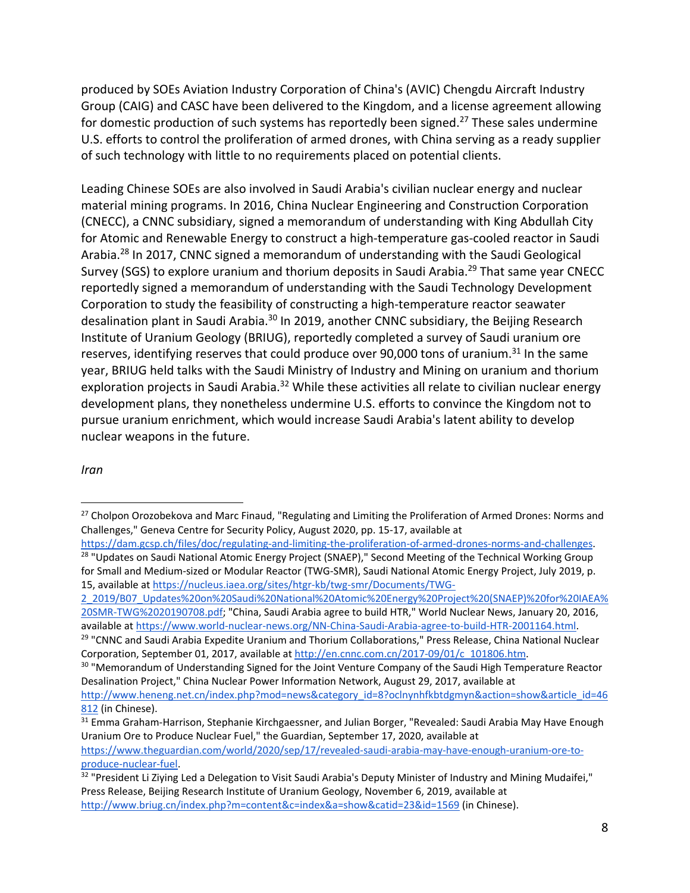produced by SOEs Aviation Industry Corporation of China's (AVIC) Chengdu Aircraft Industry Group (CAIG) and CASC have been delivered to the Kingdom, and a license agreement allowing for domestic production of such systems has reportedly been signed.[27] These sales undermine U.S. efforts to control the proliferation of armed drones, with China serving as a ready supplier of such technology with little to no requirements placed on potential clients.

Leading Chinese SOEs are also involved in Saudi Arabia's civilian nuclear energy and nuclear material mining programs. In 2016, China Nuclear Engineering and Construction Corporation (CNECC), a CNNC subsidiary, signed a memorandum of understanding with King Abdullah City for Atomic and Renewable Energy to construct a high-temperature gas-cooled reactor in Saudi Arabia.[28] In 2017, CNNC signed a memorandum of understanding with the Saudi Geological Survey (SGS) to explore uranium and thorium deposits in Saudi Arabia.[29] That same year CNECC reportedly signed a memorandum of understanding with the Saudi Technology Development Corporation to study the feasibility of constructing a high-temperature reactor seawater desalination plant in Saudi Arabia.[30] In 2019, another CNNC subsidiary, the Beijing Research Institute of Uranium Geology (BRIUG), reportedly completed a survey of Saudi uranium ore reserves, identifying reserves that could produce over 90,000 tons of uranium.[31] In the same year, BRIUG held talks with the Saudi Ministry of Industry and Mining on uranium and thorium exploration projects in Saudi Arabia.[32] While these activities all relate to civilian nuclear energy development plans, they nonetheless undermine U.S. efforts to convince the Kingdom not to pursue uranium enrichment, which would increase Saudi Arabia's latent ability to develop nuclear weapons in the future.

*Iran*

---

[27] Cholpon Orozobekova and Marc Finaud, "Regulating and Limiting the Proliferation of Armed Drones: Norms and Challenges," Geneva Centre for Security Policy, August 2020, pp. 15-17, available at https://dam.gcsp.ch/files/doc/regulating-and-limiting-the-proliferation-of-armed-drones-norms-and-challenges.

[28] "Updates on Saudi National Atomic Energy Project (SNAEP)," Second Meeting of the Technical Working Group for Small and Medium-sized or Modular Reactor (TWG-SMR), Saudi National Atomic Energy Project, July 2019, p. 15, available at https://nucleus.iaea.org/sites/htgr-kb/twg-smr/Documents/TWG-2_2019/B07_Updates%20on%20Saudi%20National%20Atomic%20Energy%20Project%20(SNAEP)%20for%20IAEA%20SMR-TWG%2020190708.pdf; "China, Saudi Arabia agree to build HTR," World Nuclear News, January 20, 2016, available at https://www.world-nuclear-news.org/NN-China-Saudi-Arabia-agree-to-build-HTR-2001164.html.

[29] "CNNC and Saudi Arabia Expedite Uranium and Thorium Collaborations," Press Release, China National Nuclear Corporation, September 01, 2017, available at http://en.cnnc.com.cn/2017-09/01/c_101806.htm.

[30] "Memorandum of Understanding Signed for the Joint Venture Company of the Saudi High Temperature Reactor Desalination Project," China Nuclear Power Information Network, August 29, 2017, available at http://www.heneng.net.cn/index.php?mod=news&category_id=8?oclnynhfkbtdgmyn&action=show&article_id=46812 (in Chinese).

[31] Emma Graham-Harrison, Stephanie Kirchgaessner, and Julian Borger, "Revealed: Saudi Arabia May Have Enough Uranium Ore to Produce Nuclear Fuel," the Guardian, September 17, 2020, available at https://www.theguardian.com/world/2020/sep/17/revealed-saudi-arabia-may-have-enough-uranium-ore-to-produce-nuclear-fuel.

[32] "President Li Ziying Led a Delegation to Visit Saudi Arabia's Deputy Minister of Industry and Mining Mudaifei," Press Release, Beijing Research Institute of Uranium Geology, November 6, 2019, available at http://www.briug.cn/index.php?m=content&c=index&a=show&catid=23&id=1569 (in Chinese).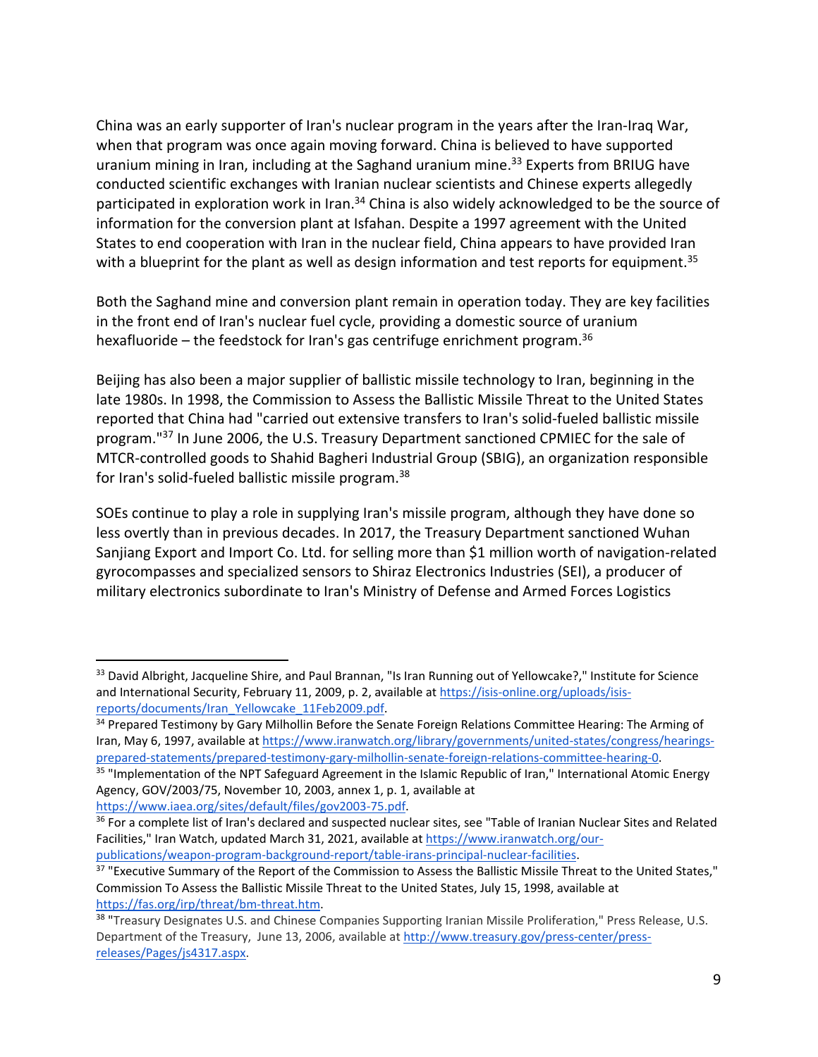China was an early supporter of Iran's nuclear program in the years after the Iran-Iraq War, when that program was once again moving forward. China is believed to have supported uranium mining in Iran, including at the Saghand uranium mine.[33] Experts from BRIUG have conducted scientific exchanges with Iranian nuclear scientists and Chinese experts allegedly participated in exploration work in Iran.[34] China is also widely acknowledged to be the source of information for the conversion plant at Isfahan. Despite a 1997 agreement with the United States to end cooperation with Iran in the nuclear field, China appears to have provided Iran with a blueprint for the plant as well as design information and test reports for equipment.[35]

Both the Saghand mine and conversion plant remain in operation today. They are key facilities in the front end of Iran's nuclear fuel cycle, providing a domestic source of uranium hexafluoride – the feedstock for Iran's gas centrifuge enrichment program.[36]

Beijing has also been a major supplier of ballistic missile technology to Iran, beginning in the late 1980s. In 1998, the Commission to Assess the Ballistic Missile Threat to the United States reported that China had "carried out extensive transfers to Iran's solid-fueled ballistic missile program."[37] In June 2006, the U.S. Treasury Department sanctioned CPMIEC for the sale of MTCR-controlled goods to Shahid Bagheri Industrial Group (SBIG), an organization responsible for Iran's solid-fueled ballistic missile program.[38]

SOEs continue to play a role in supplying Iran's missile program, although they have done so less overtly than in previous decades. In 2017, the Treasury Department sanctioned Wuhan Sanjiang Export and Import Co. Ltd. for selling more than $1 million worth of navigation-related gyrocompasses and specialized sensors to Shiraz Electronics Industries (SEI), a producer of military electronics subordinate to Iran's Ministry of Defense and Armed Forces Logistics

---

[33] David Albright, Jacqueline Shire, and Paul Brannan, "Is Iran Running out of Yellowcake?," Institute for Science and International Security, February 11, 2009, p. 2, available at https://isis-online.org/uploads/isis-reports/documents/Iran_Yellowcake_11Feb2009.pdf.

[34] Prepared Testimony by Gary Milhollin Before the Senate Foreign Relations Committee Hearing: The Arming of Iran, May 6, 1997, available at https://www.iranwatch.org/library/governments/united-states/congress/hearings-prepared-statements/prepared-testimony-gary-milhollin-senate-foreign-relations-committee-hearing-0.

[35] "Implementation of the NPT Safeguard Agreement in the Islamic Republic of Iran," International Atomic Energy Agency, GOV/2003/75, November 10, 2003, annex 1, p. 1, available at https://www.iaea.org/sites/default/files/gov2003-75.pdf.

[36] For a complete list of Iran's declared and suspected nuclear sites, see "Table of Iranian Nuclear Sites and Related Facilities," Iran Watch, updated March 31, 2021, available at https://www.iranwatch.org/our-publications/weapon-program-background-report/table-irans-principal-nuclear-facilities.

[37] "Executive Summary of the Report of the Commission to Assess the Ballistic Missile Threat to the United States," Commission To Assess the Ballistic Missile Threat to the United States, July 15, 1998, available at https://fas.org/irp/threat/bm-threat.htm.

[38] "Treasury Designates U.S. and Chinese Companies Supporting Iranian Missile Proliferation," Press Release, U.S. Department of the Treasury, June 13, 2006, available at http://www.treasury.gov/press-center/press-releases/Pages/js4317.aspx.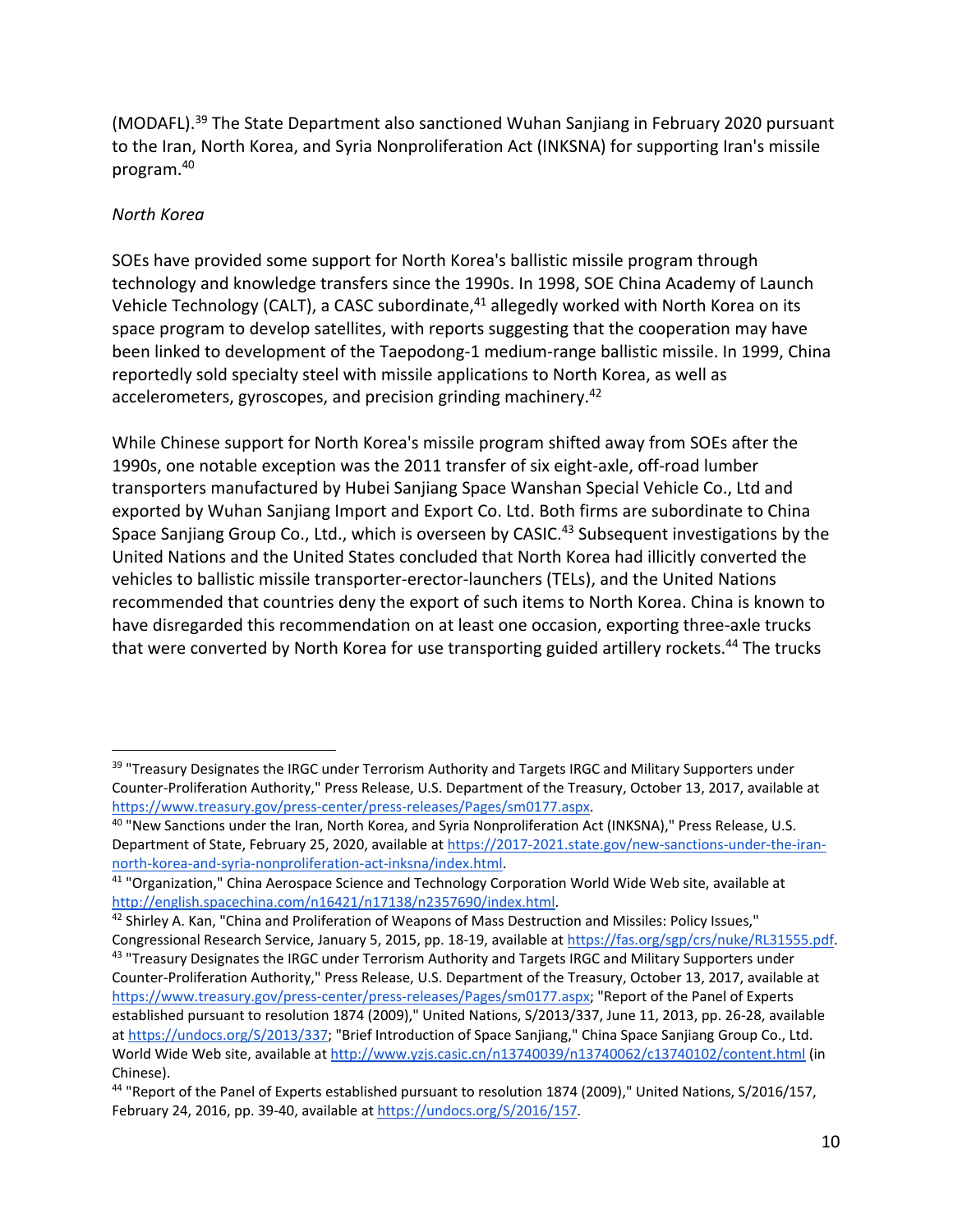(MODAFL).[39] The State Department also sanctioned Wuhan Sanjiang in February 2020 pursuant to the Iran, North Korea, and Syria Nonproliferation Act (INKSNA) for supporting Iran's missile program.[40]

*North Korea*

SOEs have provided some support for North Korea's ballistic missile program through technology and knowledge transfers since the 1990s. In 1998, SOE China Academy of Launch Vehicle Technology (CALT), a CASC subordinate,[41] allegedly worked with North Korea on its space program to develop satellites, with reports suggesting that the cooperation may have been linked to development of the Taepodong-1 medium-range ballistic missile. In 1999, China reportedly sold specialty steel with missile applications to North Korea, as well as accelerometers, gyroscopes, and precision grinding machinery.[42]

While Chinese support for North Korea's missile program shifted away from SOEs after the 1990s, one notable exception was the 2011 transfer of six eight-axle, off-road lumber transporters manufactured by Hubei Sanjiang Space Wanshan Special Vehicle Co., Ltd and exported by Wuhan Sanjiang Import and Export Co. Ltd. Both firms are subordinate to China Space Sanjiang Group Co., Ltd., which is overseen by CASIC.[43] Subsequent investigations by the United Nations and the United States concluded that North Korea had illicitly converted the vehicles to ballistic missile transporter-erector-launchers (TELs), and the United Nations recommended that countries deny the export of such items to North Korea. China is known to have disregarded this recommendation on at least one occasion, exporting three-axle trucks that were converted by North Korea for use transporting guided artillery rockets.[44] The trucks

---

[39] "Treasury Designates the IRGC under Terrorism Authority and Targets IRGC and Military Supporters under Counter-Proliferation Authority," Press Release, U.S. Department of the Treasury, October 13, 2017, available at https://www.treasury.gov/press-center/press-releases/Pages/sm0177.aspx.

[40] "New Sanctions under the Iran, North Korea, and Syria Nonproliferation Act (INKSNA)," Press Release, U.S. Department of State, February 25, 2020, available at https://2017-2021.state.gov/new-sanctions-under-the-iran-north-korea-and-syria-nonproliferation-act-inksna/index.html.

[41] "Organization," China Aerospace Science and Technology Corporation World Wide Web site, available at http://english.spacechina.com/n16421/n17138/n2357690/index.html.

[42] Shirley A. Kan, "China and Proliferation of Weapons of Mass Destruction and Missiles: Policy Issues," Congressional Research Service, January 5, 2015, pp. 18-19, available at https://fas.org/sgp/crs/nuke/RL31555.pdf.

[43] "Treasury Designates the IRGC under Terrorism Authority and Targets IRGC and Military Supporters under Counter-Proliferation Authority," Press Release, U.S. Department of the Treasury, October 13, 2017, available at https://www.treasury.gov/press-center/press-releases/Pages/sm0177.aspx; "Report of the Panel of Experts established pursuant to resolution 1874 (2009)," United Nations, S/2013/337, June 11, 2013, pp. 26-28, available at https://undocs.org/S/2013/337; "Brief Introduction of Space Sanjiang," China Space Sanjiang Group Co., Ltd. World Wide Web site, available at http://www.yzjs.casic.cn/n13740039/n13740062/c13740102/content.html (in Chinese).

[44] "Report of the Panel of Experts established pursuant to resolution 1874 (2009)," United Nations, S/2016/157, February 24, 2016, pp. 39-40, available at https://undocs.org/S/2016/157.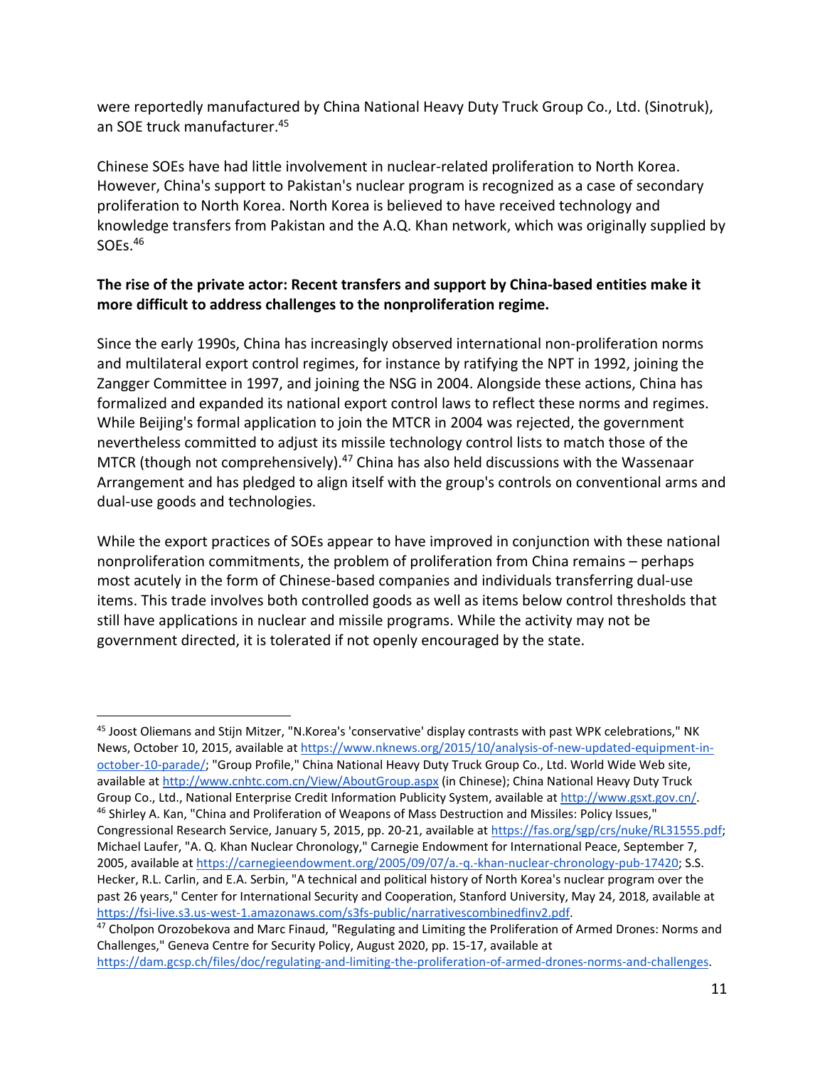were reportedly manufactured by China National Heavy Duty Truck Group Co., Ltd. (Sinotruk), an SOE truck manufacturer.[45]

Chinese SOEs have had little involvement in nuclear-related proliferation to North Korea. However, China's support to Pakistan's nuclear program is recognized as a case of secondary proliferation to North Korea. North Korea is believed to have received technology and knowledge transfers from Pakistan and the A.Q. Khan network, which was originally supplied by SOEs.[46]

**The rise of the private actor: Recent transfers and support by China-based entities make it more difficult to address challenges to the nonproliferation regime.**

Since the early 1990s, China has increasingly observed international non-proliferation norms and multilateral export control regimes, for instance by ratifying the NPT in 1992, joining the Zangger Committee in 1997, and joining the NSG in 2004. Alongside these actions, China has formalized and expanded its national export control laws to reflect these norms and regimes. While Beijing's formal application to join the MTCR in 2004 was rejected, the government nevertheless committed to adjust its missile technology control lists to match those of the MTCR (though not comprehensively).[47] China has also held discussions with the Wassenaar Arrangement and has pledged to align itself with the group's controls on conventional arms and dual-use goods and technologies.

While the export practices of SOEs appear to have improved in conjunction with these national nonproliferation commitments, the problem of proliferation from China remains – perhaps most acutely in the form of Chinese-based companies and individuals transferring dual-use items. This trade involves both controlled goods as well as items below control thresholds that still have applications in nuclear and missile programs. While the activity may not be government directed, it is tolerated if not openly encouraged by the state.

---

[45] Joost Oliemans and Stijn Mitzer, "N.Korea's 'conservative' display contrasts with past WPK celebrations," NK News, October 10, 2015, available at https://www.nknews.org/2015/10/analysis-of-new-updated-equipment-in-october-10-parade/; "Group Profile," China National Heavy Duty Truck Group Co., Ltd. World Wide Web site, available at http://www.cnhtc.com.cn/View/AboutGroup.aspx (in Chinese); China National Heavy Duty Truck Group Co., Ltd., National Enterprise Credit Information Publicity System, available at http://www.gsxt.gov.cn/.

[46] Shirley A. Kan, "China and Proliferation of Weapons of Mass Destruction and Missiles: Policy Issues," Congressional Research Service, January 5, 2015, pp. 20-21, available at https://fas.org/sgp/crs/nuke/RL31555.pdf; Michael Laufer, "A. Q. Khan Nuclear Chronology," Carnegie Endowment for International Peace, September 7, 2005, available at https://carnegieendowment.org/2005/09/07/a.-q.-khan-nuclear-chronology-pub-17420; S.S. Hecker, R.L. Carlin, and E.A. Serbin, "A technical and political history of North Korea's nuclear program over the past 26 years," Center for International Security and Cooperation, Stanford University, May 24, 2018, available at https://fsi-live.s3.us-west-1.amazonaws.com/s3fs-public/narrativescombinedfinv2.pdf.

[47] Cholpon Orozobekova and Marc Finaud, "Regulating and Limiting the Proliferation of Armed Drones: Norms and Challenges," Geneva Centre for Security Policy, August 2020, pp. 15-17, available at https://dam.gcsp.ch/files/doc/regulating-and-limiting-the-proliferation-of-armed-drones-norms-and-challenges.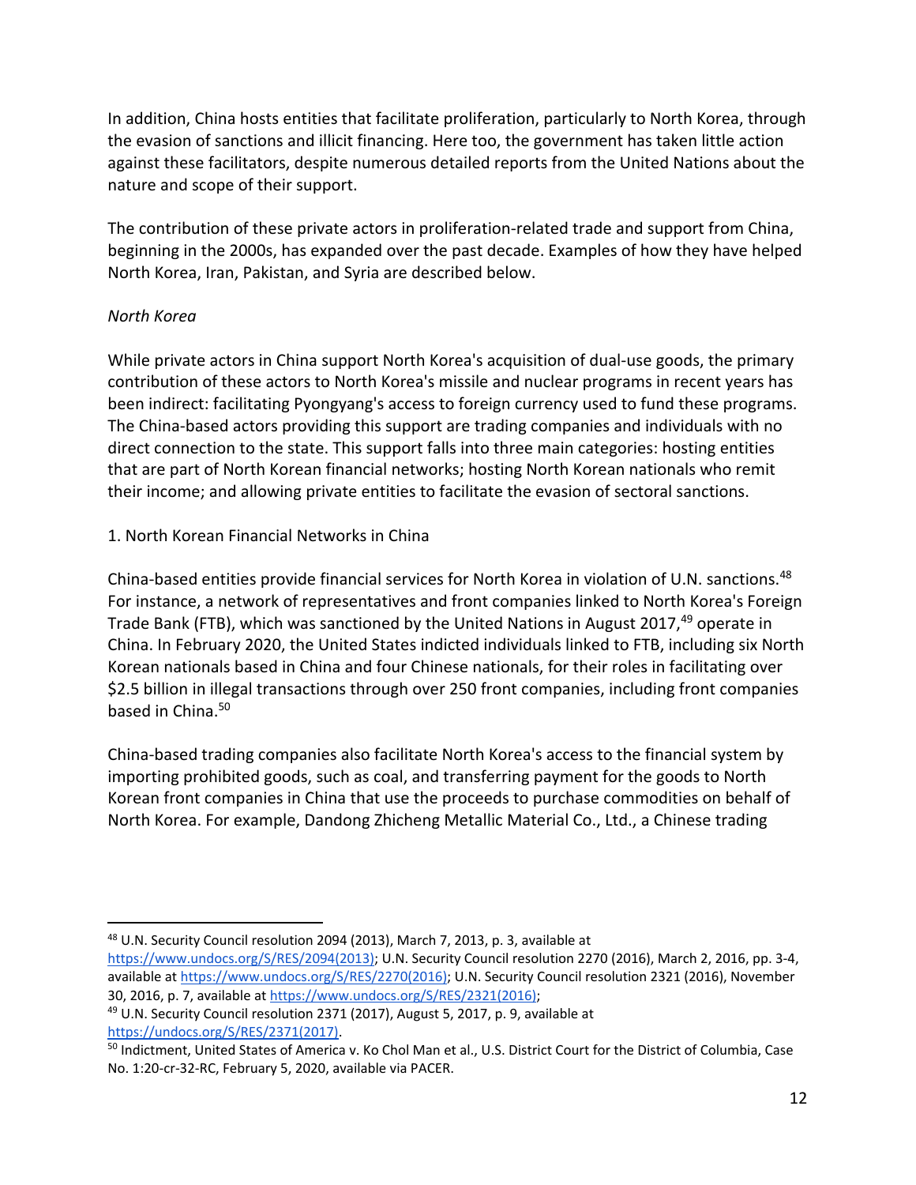In addition, China hosts entities that facilitate proliferation, particularly to North Korea, through the evasion of sanctions and illicit financing. Here too, the government has taken little action against these facilitators, despite numerous detailed reports from the United Nations about the nature and scope of their support.

The contribution of these private actors in proliferation-related trade and support from China, beginning in the 2000s, has expanded over the past decade. Examples of how they have helped North Korea, Iran, Pakistan, and Syria are described below.

*North Korea*

While private actors in China support North Korea's acquisition of dual-use goods, the primary contribution of these actors to North Korea's missile and nuclear programs in recent years has been indirect: facilitating Pyongyang's access to foreign currency used to fund these programs. The China-based actors providing this support are trading companies and individuals with no direct connection to the state. This support falls into three main categories: hosting entities that are part of North Korean financial networks; hosting North Korean nationals who remit their income; and allowing private entities to facilitate the evasion of sectoral sanctions.

1. North Korean Financial Networks in China

China-based entities provide financial services for North Korea in violation of U.N. sanctions.[48] For instance, a network of representatives and front companies linked to North Korea's Foreign Trade Bank (FTB), which was sanctioned by the United Nations in August 2017,[49] operate in China. In February 2020, the United States indicted individuals linked to FTB, including six North Korean nationals based in China and four Chinese nationals, for their roles in facilitating over $2.5 billion in illegal transactions through over 250 front companies, including front companies based in China.[50]

China-based trading companies also facilitate North Korea's access to the financial system by importing prohibited goods, such as coal, and transferring payment for the goods to North Korean front companies in China that use the proceeds to purchase commodities on behalf of North Korea. For example, Dandong Zhicheng Metallic Material Co., Ltd., a Chinese trading

---

[48] U.N. Security Council resolution 2094 (2013), March 7, 2013, p. 3, available at https://www.undocs.org/S/RES/2094(2013); U.N. Security Council resolution 2270 (2016), March 2, 2016, pp. 3-4, available at https://www.undocs.org/S/RES/2270(2016); U.N. Security Council resolution 2321 (2016), November 30, 2016, p. 7, available at https://www.undocs.org/S/RES/2321(2016);

[49] U.N. Security Council resolution 2371 (2017), August 5, 2017, p. 9, available at https://undocs.org/S/RES/2371(2017).

[50] Indictment, United States of America v. Ko Chol Man et al., U.S. District Court for the District of Columbia, Case No. 1:20-cr-32-RC, February 5, 2020, available via PACER.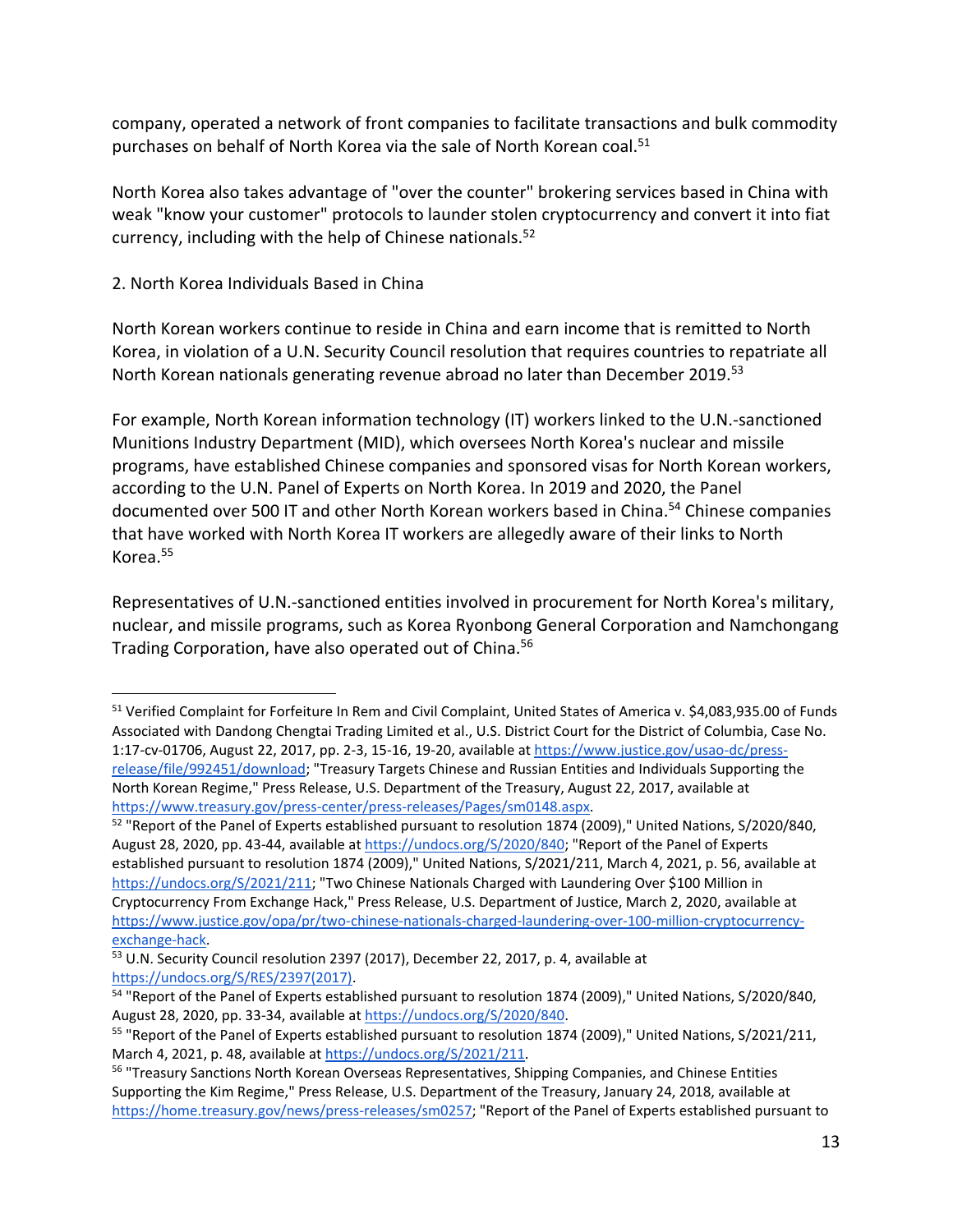company, operated a network of front companies to facilitate transactions and bulk commodity purchases on behalf of North Korea via the sale of North Korean coal.[51]

North Korea also takes advantage of "over the counter" brokering services based in China with weak "know your customer" protocols to launder stolen cryptocurrency and convert it into fiat currency, including with the help of Chinese nationals.[52]

2. North Korea Individuals Based in China

North Korean workers continue to reside in China and earn income that is remitted to North Korea, in violation of a U.N. Security Council resolution that requires countries to repatriate all North Korean nationals generating revenue abroad no later than December 2019.[53]

For example, North Korean information technology (IT) workers linked to the U.N.-sanctioned Munitions Industry Department (MID), which oversees North Korea's nuclear and missile programs, have established Chinese companies and sponsored visas for North Korean workers, according to the U.N. Panel of Experts on North Korea. In 2019 and 2020, the Panel documented over 500 IT and other North Korean workers based in China.[54] Chinese companies that have worked with North Korea IT workers are allegedly aware of their links to North Korea.[55]

Representatives of U.N.-sanctioned entities involved in procurement for North Korea's military, nuclear, and missile programs, such as Korea Ryonbong General Corporation and Namchongang Trading Corporation, have also operated out of China.[56]

---

[51] Verified Complaint for Forfeiture In Rem and Civil Complaint, United States of America v. $4,083,935.00 of Funds Associated with Dandong Chengtai Trading Limited et al., U.S. District Court for the District of Columbia, Case No. 1:17-cv-01706, August 22, 2017, pp. 2-3, 15-16, 19-20, available at https://www.justice.gov/usao-dc/press-release/file/992451/download; "Treasury Targets Chinese and Russian Entities and Individuals Supporting the North Korean Regime," Press Release, U.S. Department of the Treasury, August 22, 2017, available at https://www.treasury.gov/press-center/press-releases/Pages/sm0148.aspx.

[52] "Report of the Panel of Experts established pursuant to resolution 1874 (2009)," United Nations, S/2020/840, August 28, 2020, pp. 43-44, available at https://undocs.org/S/2020/840; "Report of the Panel of Experts established pursuant to resolution 1874 (2009)," United Nations, S/2021/211, March 4, 2021, p. 56, available at https://undocs.org/S/2021/211; "Two Chinese Nationals Charged with Laundering Over $100 Million in Cryptocurrency From Exchange Hack," Press Release, U.S. Department of Justice, March 2, 2020, available at https://www.justice.gov/opa/pr/two-chinese-nationals-charged-laundering-over-100-million-cryptocurrency-exchange-hack.

[53] U.N. Security Council resolution 2397 (2017), December 22, 2017, p. 4, available at https://undocs.org/S/RES/2397(2017).

[54] "Report of the Panel of Experts established pursuant to resolution 1874 (2009)," United Nations, S/2020/840, August 28, 2020, pp. 33-34, available at https://undocs.org/S/2020/840.

[55] "Report of the Panel of Experts established pursuant to resolution 1874 (2009)," United Nations, S/2021/211, March 4, 2021, p. 48, available at https://undocs.org/S/2021/211.

[56] "Treasury Sanctions North Korean Overseas Representatives, Shipping Companies, and Chinese Entities Supporting the Kim Regime," Press Release, U.S. Department of the Treasury, January 24, 2018, available at https://home.treasury.gov/news/press-releases/sm0257; "Report of the Panel of Experts established pursuant to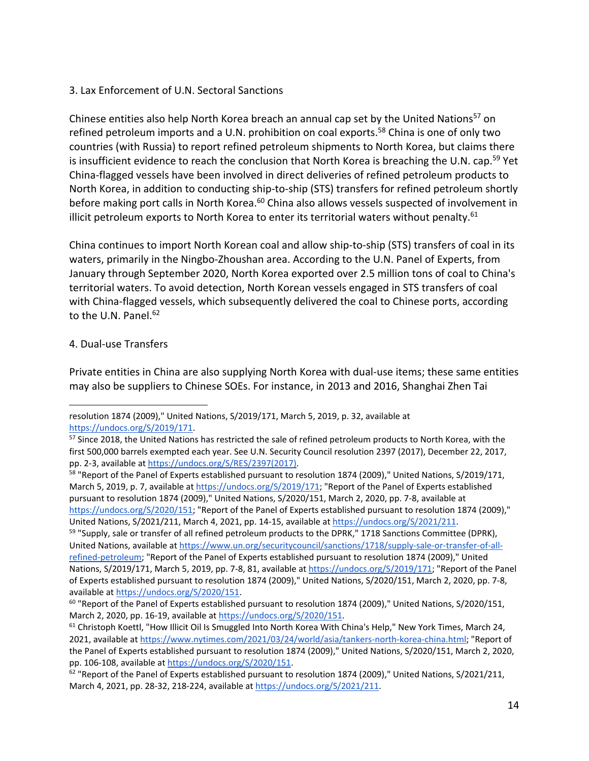### 3. Lax Enforcement of U.N. Sectoral Sanctions

Chinese entities also help North Korea breach an annual cap set by the United Nations[57] on refined petroleum imports and a U.N. prohibition on coal exports.[58] China is one of only two countries (with Russia) to report refined petroleum shipments to North Korea, but claims there is insufficient evidence to reach the conclusion that North Korea is breaching the U.N. cap.[59] Yet China-flagged vessels have been involved in direct deliveries of refined petroleum products to North Korea, in addition to conducting ship-to-ship (STS) transfers for refined petroleum shortly before making port calls in North Korea.[60] China also allows vessels suspected of involvement in illicit petroleum exports to North Korea to enter its territorial waters without penalty.[61]

China continues to import North Korean coal and allow ship-to-ship (STS) transfers of coal in its waters, primarily in the Ningbo-Zhoushan area. According to the U.N. Panel of Experts, from January through September 2020, North Korea exported over 2.5 million tons of coal to China's territorial waters. To avoid detection, North Korean vessels engaged in STS transfers of coal with China-flagged vessels, which subsequently delivered the coal to Chinese ports, according to the U.N. Panel.[62]

### 4. Dual-use Transfers

Private entities in China are also supplying North Korea with dual-use items; these same entities may also be suppliers to Chinese SOEs. For instance, in 2013 and 2016, Shanghai Zhen Tai

---

resolution 1874 (2009)," United Nations, S/2019/171, March 5, 2019, p. 32, available at https://undocs.org/S/2019/171.

[57] Since 2018, the United Nations has restricted the sale of refined petroleum products to North Korea, with the first 500,000 barrels exempted each year. See U.N. Security Council resolution 2397 (2017), December 22, 2017, pp. 2-3, available at https://undocs.org/S/RES/2397(2017).

[58] "Report of the Panel of Experts established pursuant to resolution 1874 (2009)," United Nations, S/2019/171, March 5, 2019, p. 7, available at https://undocs.org/S/2019/171; "Report of the Panel of Experts established pursuant to resolution 1874 (2009)," United Nations, S/2020/151, March 2, 2020, pp. 7-8, available at https://undocs.org/S/2020/151; "Report of the Panel of Experts established pursuant to resolution 1874 (2009)," United Nations, S/2021/211, March 4, 2021, pp. 14-15, available at https://undocs.org/S/2021/211.

[59] "Supply, sale or transfer of all refined petroleum products to the DPRK," 1718 Sanctions Committee (DPRK), United Nations, available at https://www.un.org/securitycouncil/sanctions/1718/supply-sale-or-transfer-of-all-refined-petroleum; "Report of the Panel of Experts established pursuant to resolution 1874 (2009)," United Nations, S/2019/171, March 5, 2019, pp. 7-8, 81, available at https://undocs.org/S/2019/171; "Report of the Panel of Experts established pursuant to resolution 1874 (2009)," United Nations, S/2020/151, March 2, 2020, pp. 7-8, available at https://undocs.org/S/2020/151.

[60] "Report of the Panel of Experts established pursuant to resolution 1874 (2009)," United Nations, S/2020/151, March 2, 2020, pp. 16-19, available at https://undocs.org/S/2020/151.

[61] Christoph Koettl, "How Illicit Oil Is Smuggled Into North Korea With China's Help," New York Times, March 24, 2021, available at https://www.nytimes.com/2021/03/24/world/asia/tankers-north-korea-china.html; "Report of the Panel of Experts established pursuant to resolution 1874 (2009)," United Nations, S/2020/151, March 2, 2020, pp. 106-108, available at https://undocs.org/S/2020/151.

[62] "Report of the Panel of Experts established pursuant to resolution 1874 (2009)," United Nations, S/2021/211, March 4, 2021, pp. 28-32, 218-224, available at https://undocs.org/S/2021/211.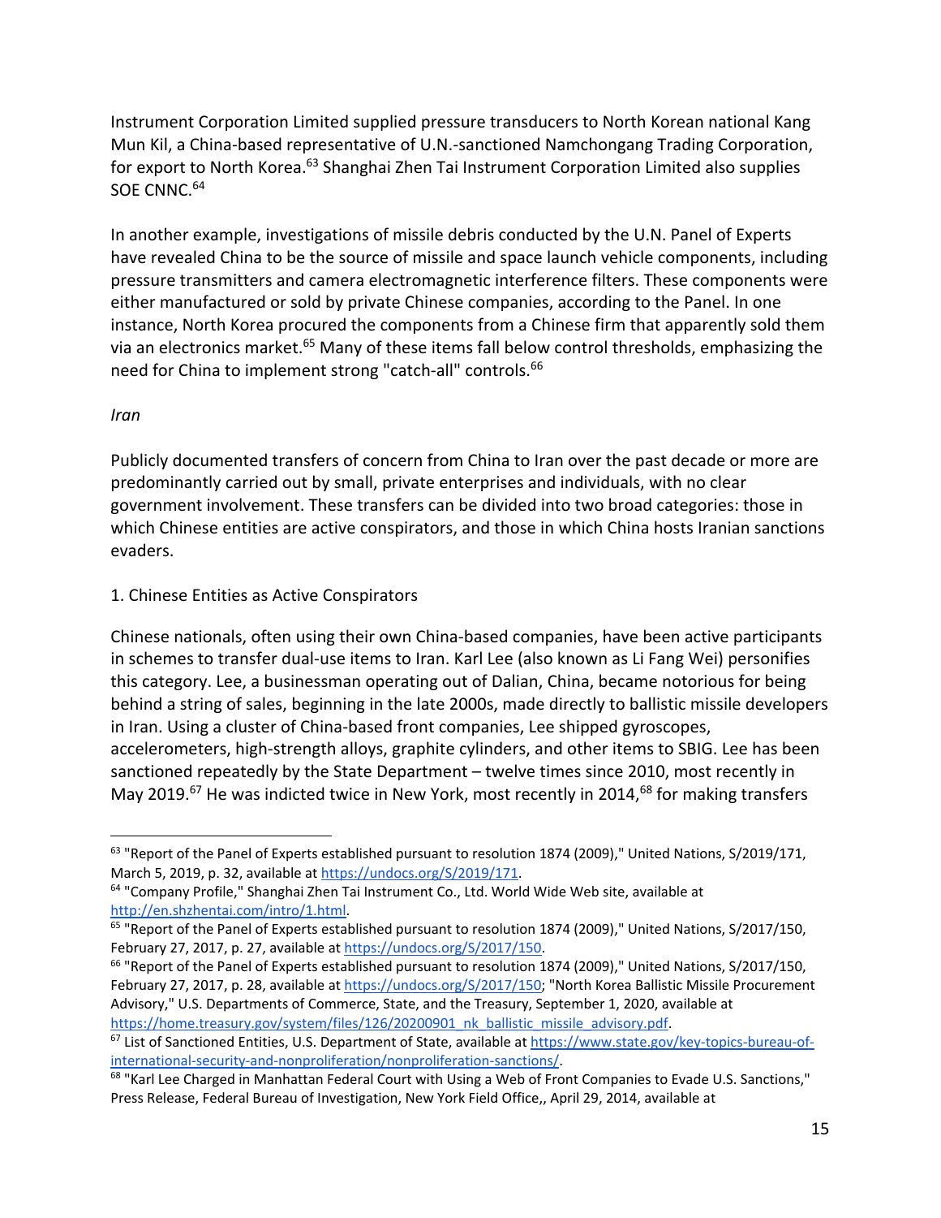Instrument Corporation Limited supplied pressure transducers to North Korean national Kang Mun Kil, a China-based representative of U.N.-sanctioned Namchongang Trading Corporation, for export to North Korea.[63] Shanghai Zhen Tai Instrument Corporation Limited also supplies SOE CNNC.[64]

In another example, investigations of missile debris conducted by the U.N. Panel of Experts have revealed China to be the source of missile and space launch vehicle components, including pressure transmitters and camera electromagnetic interference filters. These components were either manufactured or sold by private Chinese companies, according to the Panel. In one instance, North Korea procured the components from a Chinese firm that apparently sold them via an electronics market.[65] Many of these items fall below control thresholds, emphasizing the need for China to implement strong "catch-all" controls.[66]

*Iran*

Publicly documented transfers of concern from China to Iran over the past decade or more are predominantly carried out by small, private enterprises and individuals, with no clear government involvement. These transfers can be divided into two broad categories: those in which Chinese entities are active conspirators, and those in which China hosts Iranian sanctions evaders.

1. Chinese Entities as Active Conspirators

Chinese nationals, often using their own China-based companies, have been active participants in schemes to transfer dual-use items to Iran. Karl Lee (also known as Li Fang Wei) personifies this category. Lee, a businessman operating out of Dalian, China, became notorious for being behind a string of sales, beginning in the late 2000s, made directly to ballistic missile developers in Iran. Using a cluster of China-based front companies, Lee shipped gyroscopes, accelerometers, high-strength alloys, graphite cylinders, and other items to SBIG. Lee has been sanctioned repeatedly by the State Department – twelve times since 2010, most recently in May 2019.[67] He was indicted twice in New York, most recently in 2014,[68] for making transfers

---

[63] "Report of the Panel of Experts established pursuant to resolution 1874 (2009)," United Nations, S/2019/171, March 5, 2019, p. 32, available at https://undocs.org/S/2019/171.

[64] "Company Profile," Shanghai Zhen Tai Instrument Co., Ltd. World Wide Web site, available at http://en.shzhentai.com/intro/1.html.

[65] "Report of the Panel of Experts established pursuant to resolution 1874 (2009)," United Nations, S/2017/150, February 27, 2017, p. 27, available at https://undocs.org/S/2017/150.

[66] "Report of the Panel of Experts established pursuant to resolution 1874 (2009)," United Nations, S/2017/150, February 27, 2017, p. 28, available at https://undocs.org/S/2017/150; "North Korea Ballistic Missile Procurement Advisory," U.S. Departments of Commerce, State, and the Treasury, September 1, 2020, available at https://home.treasury.gov/system/files/126/20200901_nk_ballistic_missile_advisory.pdf.

[67] List of Sanctioned Entities, U.S. Department of State, available at https://www.state.gov/key-topics-bureau-of-international-security-and-nonproliferation/nonproliferation-sanctions/.

[68] "Karl Lee Charged in Manhattan Federal Court with Using a Web of Front Companies to Evade U.S. Sanctions," Press Release, Federal Bureau of Investigation, New York Field Office,, April 29, 2014, available at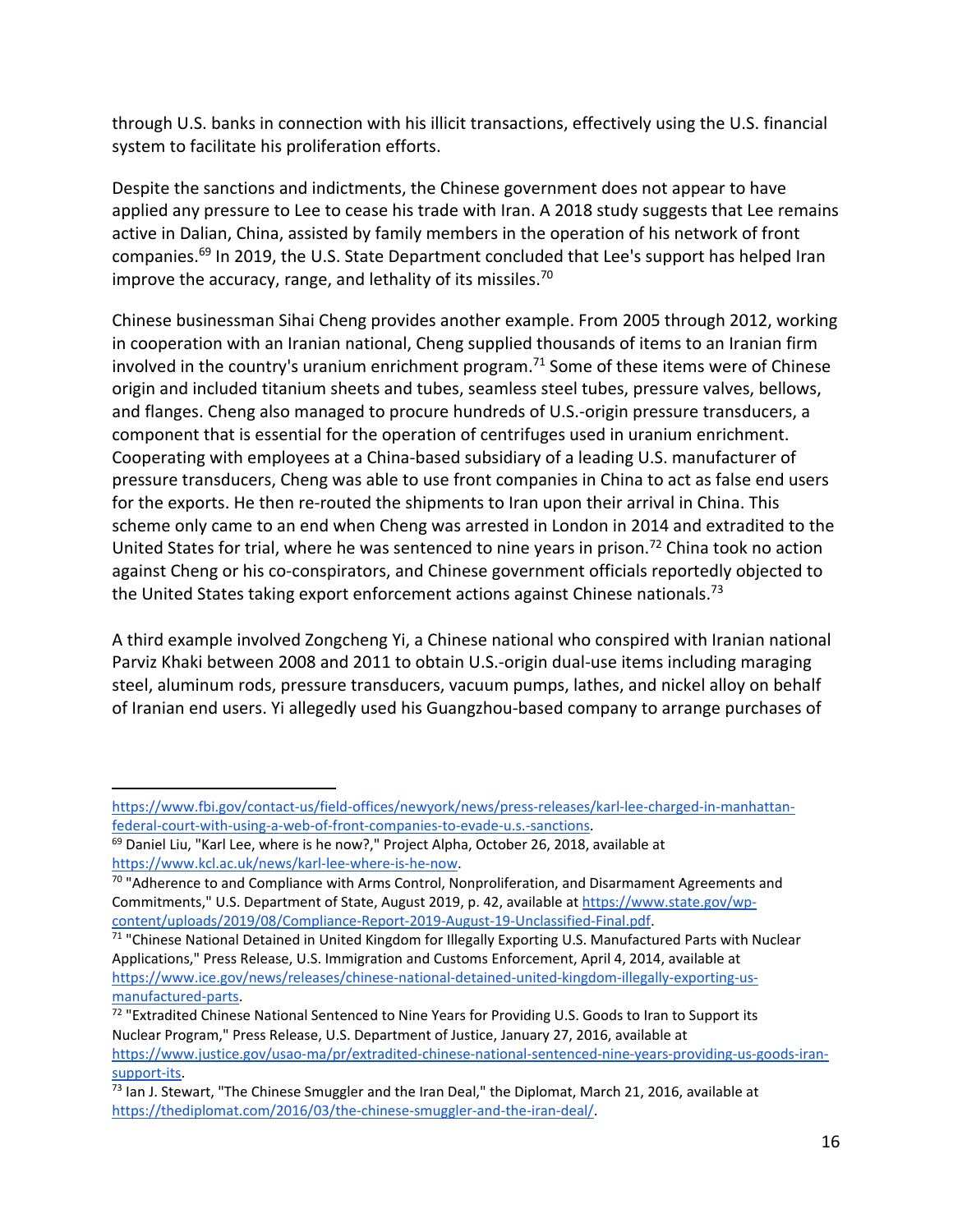through U.S. banks in connection with his illicit transactions, effectively using the U.S. financial system to facilitate his proliferation efforts.

Despite the sanctions and indictments, the Chinese government does not appear to have applied any pressure to Lee to cease his trade with Iran. A 2018 study suggests that Lee remains active in Dalian, China, assisted by family members in the operation of his network of front companies.[69] In 2019, the U.S. State Department concluded that Lee's support has helped Iran improve the accuracy, range, and lethality of its missiles.[70]

Chinese businessman Sihai Cheng provides another example. From 2005 through 2012, working in cooperation with an Iranian national, Cheng supplied thousands of items to an Iranian firm involved in the country's uranium enrichment program.[71] Some of these items were of Chinese origin and included titanium sheets and tubes, seamless steel tubes, pressure valves, bellows, and flanges. Cheng also managed to procure hundreds of U.S.-origin pressure transducers, a component that is essential for the operation of centrifuges used in uranium enrichment. Cooperating with employees at a China-based subsidiary of a leading U.S. manufacturer of pressure transducers, Cheng was able to use front companies in China to act as false end users for the exports. He then re-routed the shipments to Iran upon their arrival in China. This scheme only came to an end when Cheng was arrested in London in 2014 and extradited to the United States for trial, where he was sentenced to nine years in prison.[72] China took no action against Cheng or his co-conspirators, and Chinese government officials reportedly objected to the United States taking export enforcement actions against Chinese nationals.[73]

A third example involved Zongcheng Yi, a Chinese national who conspired with Iranian national Parviz Khaki between 2008 and 2011 to obtain U.S.-origin dual-use items including maraging steel, aluminum rods, pressure transducers, vacuum pumps, lathes, and nickel alloy on behalf of Iranian end users. Yi allegedly used his Guangzhou-based company to arrange purchases of

---

https://www.fbi.gov/contact-us/field-offices/newyork/news/press-releases/karl-lee-charged-in-manhattan-federal-court-with-using-a-web-of-front-companies-to-evade-u.s.-sanctions.

[69] Daniel Liu, "Karl Lee, where is he now?," Project Alpha, October 26, 2018, available at https://www.kcl.ac.uk/news/karl-lee-where-is-he-now.

[70] "Adherence to and Compliance with Arms Control, Nonproliferation, and Disarmament Agreements and Commitments," U.S. Department of State, August 2019, p. 42, available at https://www.state.gov/wp-content/uploads/2019/08/Compliance-Report-2019-August-19-Unclassified-Final.pdf.

[71] "Chinese National Detained in United Kingdom for Illegally Exporting U.S. Manufactured Parts with Nuclear Applications," Press Release, U.S. Immigration and Customs Enforcement, April 4, 2014, available at https://www.ice.gov/news/releases/chinese-national-detained-united-kingdom-illegally-exporting-us-manufactured-parts.

[72] "Extradited Chinese National Sentenced to Nine Years for Providing U.S. Goods to Iran to Support its Nuclear Program," Press Release, U.S. Department of Justice, January 27, 2016, available at https://www.justice.gov/usao-ma/pr/extradited-chinese-national-sentenced-nine-years-providing-us-goods-iran-support-its.

[73] Ian J. Stewart, "The Chinese Smuggler and the Iran Deal," the Diplomat, March 21, 2016, available at https://thediplomat.com/2016/03/the-chinese-smuggler-and-the-iran-deal/.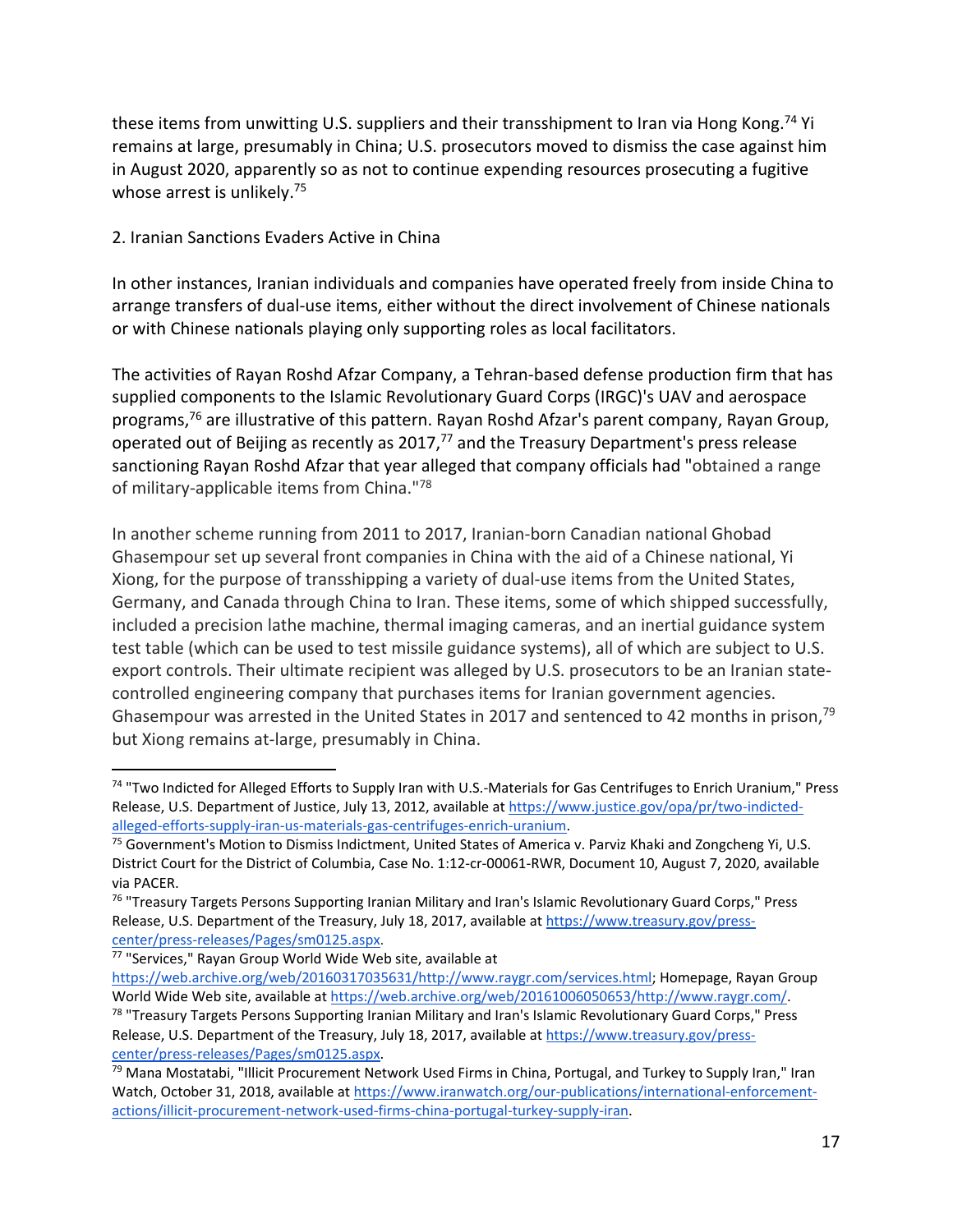these items from unwitting U.S. suppliers and their transshipment to Iran via Hong Kong.[74] Yi remains at large, presumably in China; U.S. prosecutors moved to dismiss the case against him in August 2020, apparently so as not to continue expending resources prosecuting a fugitive whose arrest is unlikely.[75]

### 2. Iranian Sanctions Evaders Active in China

In other instances, Iranian individuals and companies have operated freely from inside China to arrange transfers of dual-use items, either without the direct involvement of Chinese nationals or with Chinese nationals playing only supporting roles as local facilitators.

The activities of Rayan Roshd Afzar Company, a Tehran-based defense production firm that has supplied components to the Islamic Revolutionary Guard Corps (IRGC)'s UAV and aerospace programs,[76] are illustrative of this pattern. Rayan Roshd Afzar's parent company, Rayan Group, operated out of Beijing as recently as 2017,[77] and the Treasury Department's press release sanctioning Rayan Roshd Afzar that year alleged that company officials had "obtained a range of military-applicable items from China."[78]

In another scheme running from 2011 to 2017, Iranian-born Canadian national Ghobad Ghasempour set up several front companies in China with the aid of a Chinese national, Yi Xiong, for the purpose of transshipping a variety of dual-use items from the United States, Germany, and Canada through China to Iran. These items, some of which shipped successfully, included a precision lathe machine, thermal imaging cameras, and an inertial guidance system test table (which can be used to test missile guidance systems), all of which are subject to U.S. export controls. Their ultimate recipient was alleged by U.S. prosecutors to be an Iranian state-controlled engineering company that purchases items for Iranian government agencies. Ghasempour was arrested in the United States in 2017 and sentenced to 42 months in prison,[79] but Xiong remains at-large, presumably in China.

---

[74] "Two Indicted for Alleged Efforts to Supply Iran with U.S.-Materials for Gas Centrifuges to Enrich Uranium," Press Release, U.S. Department of Justice, July 13, 2012, available at https://www.justice.gov/opa/pr/two-indicted-alleged-efforts-supply-iran-us-materials-gas-centrifuges-enrich-uranium.

[75] Government's Motion to Dismiss Indictment, United States of America v. Parviz Khaki and Zongcheng Yi, U.S. District Court for the District of Columbia, Case No. 1:12-cr-00061-RWR, Document 10, August 7, 2020, available via PACER.

[76] "Treasury Targets Persons Supporting Iranian Military and Iran's Islamic Revolutionary Guard Corps," Press Release, U.S. Department of the Treasury, July 18, 2017, available at https://www.treasury.gov/press-center/press-releases/Pages/sm0125.aspx.

[77] "Services," Rayan Group World Wide Web site, available at https://web.archive.org/web/20160317035631/http://www.raygr.com/services.html; Homepage, Rayan Group World Wide Web site, available at https://web.archive.org/web/20161006050653/http://www.raygr.com/.

[78] "Treasury Targets Persons Supporting Iranian Military and Iran's Islamic Revolutionary Guard Corps," Press Release, U.S. Department of the Treasury, July 18, 2017, available at https://www.treasury.gov/press-center/press-releases/Pages/sm0125.aspx.

[79] Mana Mostatabi, "Illicit Procurement Network Used Firms in China, Portugal, and Turkey to Supply Iran," Iran Watch, October 31, 2018, available at https://www.iranwatch.org/our-publications/international-enforcement-actions/illicit-procurement-network-used-firms-china-portugal-turkey-supply-iran.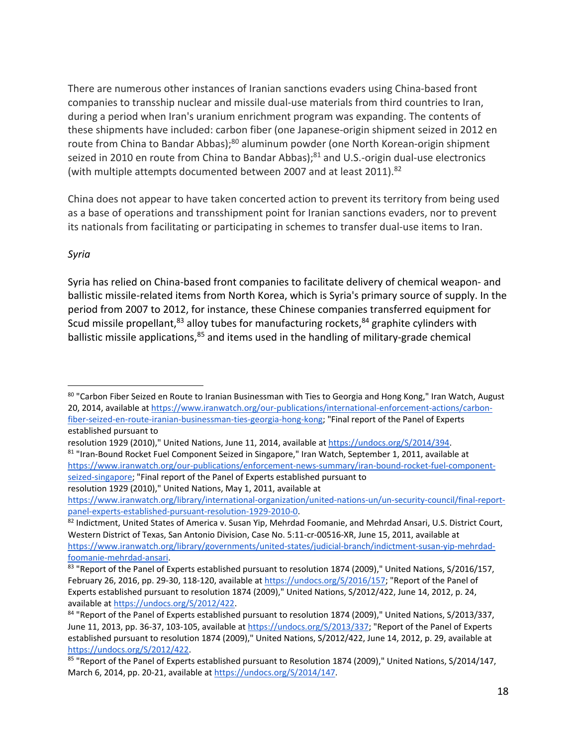There are numerous other instances of Iranian sanctions evaders using China-based front companies to transship nuclear and missile dual-use materials from third countries to Iran, during a period when Iran's uranium enrichment program was expanding. The contents of these shipments have included: carbon fiber (one Japanese-origin shipment seized in 2012 en route from China to Bandar Abbas);[80] aluminum powder (one North Korean-origin shipment seized in 2010 en route from China to Bandar Abbas);[81] and U.S.-origin dual-use electronics (with multiple attempts documented between 2007 and at least 2011).[82]

China does not appear to have taken concerted action to prevent its territory from being used as a base of operations and transshipment point for Iranian sanctions evaders, nor to prevent its nationals from facilitating or participating in schemes to transfer dual-use items to Iran.

*Syria*

Syria has relied on China-based front companies to facilitate delivery of chemical weapon- and ballistic missile-related items from North Korea, which is Syria's primary source of supply. In the period from 2007 to 2012, for instance, these Chinese companies transferred equipment for Scud missile propellant,[83] alloy tubes for manufacturing rockets,[84] graphite cylinders with ballistic missile applications,[85] and items used in the handling of military-grade chemical

---

[80] "Carbon Fiber Seized en Route to Iranian Businessman with Ties to Georgia and Hong Kong," Iran Watch, August 20, 2014, available at https://www.iranwatch.org/our-publications/international-enforcement-actions/carbon-fiber-seized-en-route-iranian-businessman-ties-georgia-hong-kong; "Final report of the Panel of Experts established pursuant to resolution 1929 (2010)," United Nations, June 11, 2014, available at https://undocs.org/S/2014/394.

[81] "Iran-Bound Rocket Fuel Component Seized in Singapore," Iran Watch, September 1, 2011, available at https://www.iranwatch.org/our-publications/enforcement-news-summary/iran-bound-rocket-fuel-component-seized-singapore; "Final report of the Panel of Experts established pursuant to resolution 1929 (2010)," United Nations, May 1, 2011, available at https://www.iranwatch.org/library/international-organization/united-nations-un/un-security-council/final-report-panel-experts-established-pursuant-resolution-1929-2010-0.

[82] Indictment, United States of America v. Susan Yip, Mehrdad Foomanie, and Mehrdad Ansari, U.S. District Court, Western District of Texas, San Antonio Division, Case No. 5:11-cr-00516-XR, June 15, 2011, available at https://www.iranwatch.org/library/governments/united-states/judicial-branch/indictment-susan-yip-mehrdad-foomanie-mehrdad-ansari.

[83] "Report of the Panel of Experts established pursuant to resolution 1874 (2009)," United Nations, S/2016/157, February 26, 2016, pp. 29-30, 118-120, available at https://undocs.org/S/2016/157; "Report of the Panel of Experts established pursuant to resolution 1874 (2009)," United Nations, S/2012/422, June 14, 2012, p. 24, available at https://undocs.org/S/2012/422.

[84] "Report of the Panel of Experts established pursuant to resolution 1874 (2009)," United Nations, S/2013/337, June 11, 2013, pp. 36-37, 103-105, available at https://undocs.org/S/2013/337; "Report of the Panel of Experts established pursuant to resolution 1874 (2009)," United Nations, S/2012/422, June 14, 2012, p. 29, available at https://undocs.org/S/2012/422.

[85] "Report of the Panel of Experts established pursuant to Resolution 1874 (2009)," United Nations, S/2014/147, March 6, 2014, pp. 20-21, available at https://undocs.org/S/2014/147.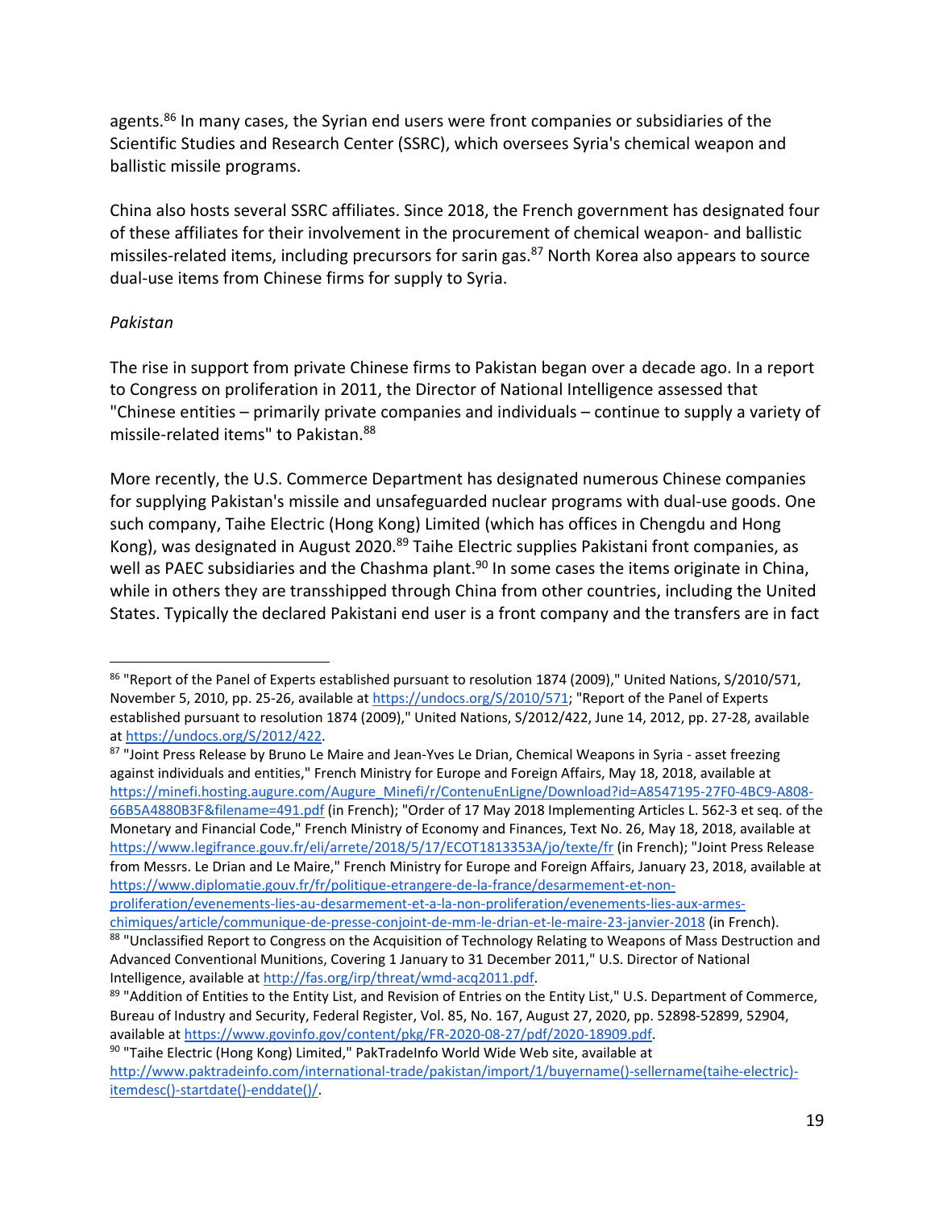agents.[86] In many cases, the Syrian end users were front companies or subsidiaries of the Scientific Studies and Research Center (SSRC), which oversees Syria's chemical weapon and ballistic missile programs.

China also hosts several SSRC affiliates. Since 2018, the French government has designated four of these affiliates for their involvement in the procurement of chemical weapon- and ballistic missiles-related items, including precursors for sarin gas.[87] North Korea also appears to source dual-use items from Chinese firms for supply to Syria.

*Pakistan*

The rise in support from private Chinese firms to Pakistan began over a decade ago. In a report to Congress on proliferation in 2011, the Director of National Intelligence assessed that "Chinese entities – primarily private companies and individuals – continue to supply a variety of missile-related items" to Pakistan.[88]

More recently, the U.S. Commerce Department has designated numerous Chinese companies for supplying Pakistan's missile and unsafeguarded nuclear programs with dual-use goods. One such company, Taihe Electric (Hong Kong) Limited (which has offices in Chengdu and Hong Kong), was designated in August 2020.[89] Taihe Electric supplies Pakistani front companies, as well as PAEC subsidiaries and the Chashma plant.[90] In some cases the items originate in China, while in others they are transshipped through China from other countries, including the United States. Typically the declared Pakistani end user is a front company and the transfers are in fact

---

[86] "Report of the Panel of Experts established pursuant to resolution 1874 (2009)," United Nations, S/2010/571, November 5, 2010, pp. 25-26, available at https://undocs.org/S/2010/571; "Report of the Panel of Experts established pursuant to resolution 1874 (2009)," United Nations, S/2012/422, June 14, 2012, pp. 27-28, available at https://undocs.org/S/2012/422.

[87] "Joint Press Release by Bruno Le Maire and Jean-Yves Le Drian, Chemical Weapons in Syria - asset freezing against individuals and entities," French Ministry for Europe and Foreign Affairs, May 18, 2018, available at https://minefi.hosting.augure.com/Augure_Minefi/r/ContenuEnLigne/Download?id=A8547195-27F0-4BC9-A808-66B5A4880B3F&filename=491.pdf (in French); "Order of 17 May 2018 Implementing Articles L. 562-3 et seq. of the Monetary and Financial Code," French Ministry of Economy and Finances, Text No. 26, May 18, 2018, available at https://www.legifrance.gouv.fr/eli/arrete/2018/5/17/ECOT1813353A/jo/texte/fr (in French); "Joint Press Release from Messrs. Le Drian and Le Maire," French Ministry for Europe and Foreign Affairs, January 23, 2018, available at https://www.diplomatie.gouv.fr/fr/politique-etrangere-de-la-france/desarmement-et-non-proliferation/evenements-lies-au-desarmement-et-a-la-non-proliferation/evenements-lies-aux-armes-chimiques/article/communique-de-presse-conjoint-de-mm-le-drian-et-le-maire-23-janvier-2018 (in French).

[88] "Unclassified Report to Congress on the Acquisition of Technology Relating to Weapons of Mass Destruction and Advanced Conventional Munitions, Covering 1 January to 31 December 2011," U.S. Director of National Intelligence, available at http://fas.org/irp/threat/wmd-acq2011.pdf.

[89] "Addition of Entities to the Entity List, and Revision of Entries on the Entity List," U.S. Department of Commerce, Bureau of Industry and Security, Federal Register, Vol. 85, No. 167, August 27, 2020, pp. 52898-52899, 52904, available at https://www.govinfo.gov/content/pkg/FR-2020-08-27/pdf/2020-18909.pdf.

[90] "Taihe Electric (Hong Kong) Limited," PakTradeInfo World Wide Web site, available at http://www.paktradeinfo.com/international-trade/pakistan/import/1/buyername()-sellername(taihe-electric)-itemdesc()-startdate()-enddate()/.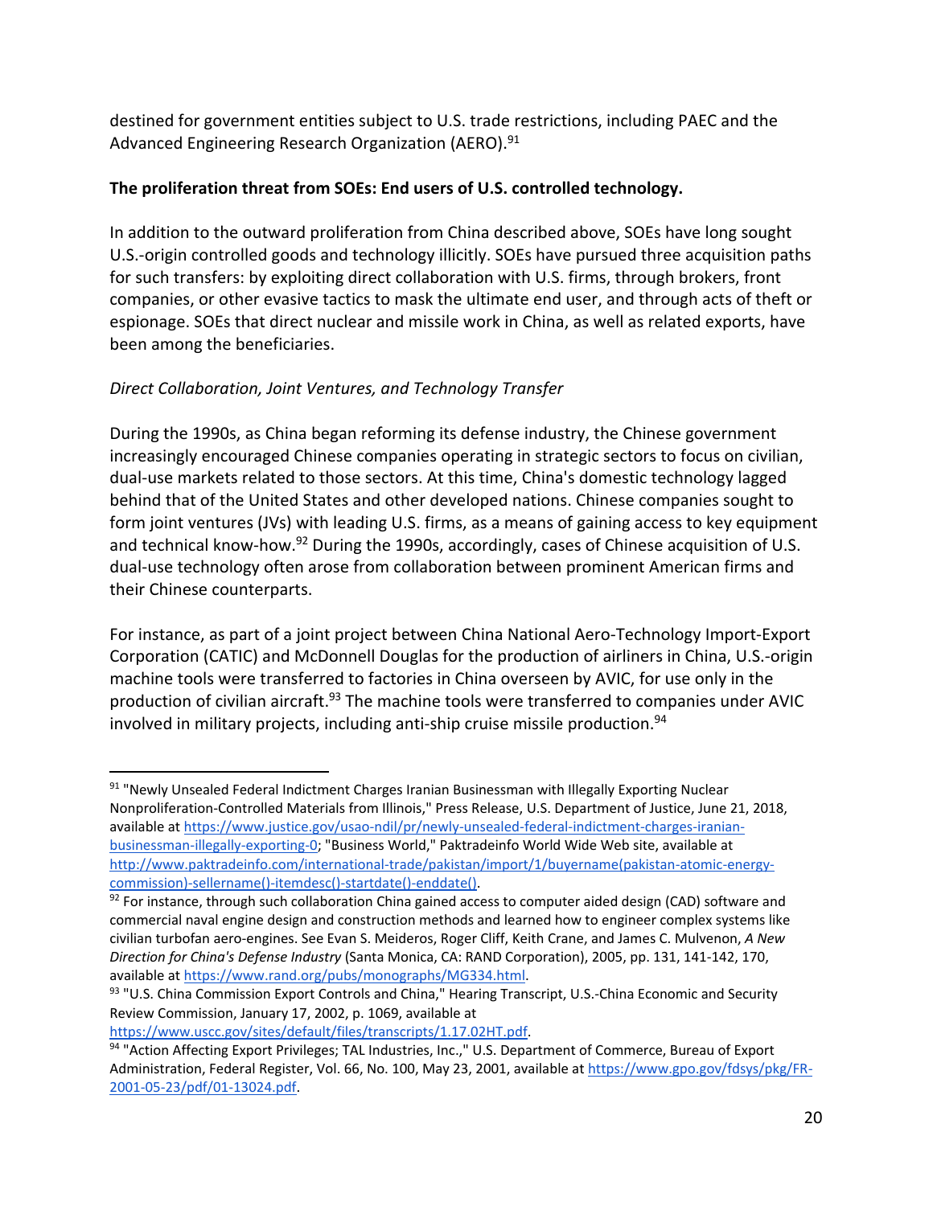destined for government entities subject to U.S. trade restrictions, including PAEC and the Advanced Engineering Research Organization (AERO).[91]

**The proliferation threat from SOEs: End users of U.S. controlled technology.**

In addition to the outward proliferation from China described above, SOEs have long sought U.S.-origin controlled goods and technology illicitly. SOEs have pursued three acquisition paths for such transfers: by exploiting direct collaboration with U.S. firms, through brokers, front companies, or other evasive tactics to mask the ultimate end user, and through acts of theft or espionage. SOEs that direct nuclear and missile work in China, as well as related exports, have been among the beneficiaries.

*Direct Collaboration, Joint Ventures, and Technology Transfer*

During the 1990s, as China began reforming its defense industry, the Chinese government increasingly encouraged Chinese companies operating in strategic sectors to focus on civilian, dual-use markets related to those sectors. At this time, China's domestic technology lagged behind that of the United States and other developed nations. Chinese companies sought to form joint ventures (JVs) with leading U.S. firms, as a means of gaining access to key equipment and technical know-how.[92] During the 1990s, accordingly, cases of Chinese acquisition of U.S. dual-use technology often arose from collaboration between prominent American firms and their Chinese counterparts.

For instance, as part of a joint project between China National Aero-Technology Import-Export Corporation (CATIC) and McDonnell Douglas for the production of airliners in China, U.S.-origin machine tools were transferred to factories in China overseen by AVIC, for use only in the production of civilian aircraft.[93] The machine tools were transferred to companies under AVIC involved in military projects, including anti-ship cruise missile production.[94]

---

[91] "Newly Unsealed Federal Indictment Charges Iranian Businessman with Illegally Exporting Nuclear Nonproliferation-Controlled Materials from Illinois," Press Release, U.S. Department of Justice, June 21, 2018, available at https://www.justice.gov/usao-ndil/pr/newly-unsealed-federal-indictment-charges-iranian-businessman-illegally-exporting-0; "Business World," Paktradeinfo World Wide Web site, available at http://www.paktradeinfo.com/international-trade/pakistan/import/1/buyername(pakistan-atomic-energy-commission)-sellername()-itemdesc()-startdate()-enddate().

[92] For instance, through such collaboration China gained access to computer aided design (CAD) software and commercial naval engine design and construction methods and learned how to engineer complex systems like civilian turbofan aero-engines. See Evan S. Meideros, Roger Cliff, Keith Crane, and James C. Mulvenon, *A New Direction for China's Defense Industry* (Santa Monica, CA: RAND Corporation), 2005, pp. 131, 141-142, 170, available at https://www.rand.org/pubs/monographs/MG334.html.

[93] "U.S. China Commission Export Controls and China," Hearing Transcript, U.S.-China Economic and Security Review Commission, January 17, 2002, p. 1069, available at https://www.uscc.gov/sites/default/files/transcripts/1.17.02HT.pdf.

[94] "Action Affecting Export Privileges; TAL Industries, Inc.," U.S. Department of Commerce, Bureau of Export Administration, Federal Register, Vol. 66, No. 100, May 23, 2001, available at https://www.gpo.gov/fdsys/pkg/FR-2001-05-23/pdf/01-13024.pdf.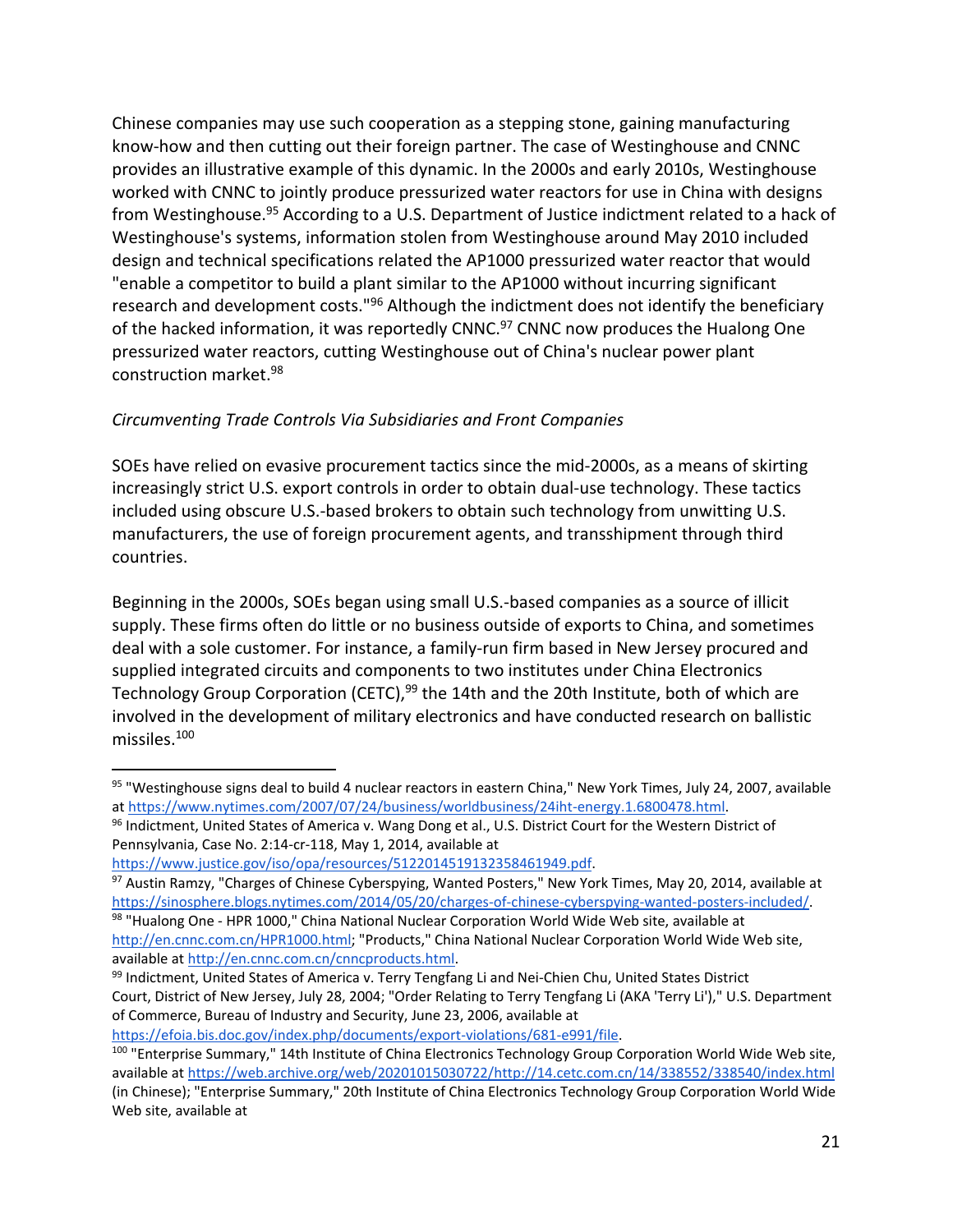Chinese companies may use such cooperation as a stepping stone, gaining manufacturing know-how and then cutting out their foreign partner. The case of Westinghouse and CNNC provides an illustrative example of this dynamic. In the 2000s and early 2010s, Westinghouse worked with CNNC to jointly produce pressurized water reactors for use in China with designs from Westinghouse.[95] According to a U.S. Department of Justice indictment related to a hack of Westinghouse's systems, information stolen from Westinghouse around May 2010 included design and technical specifications related the AP1000 pressurized water reactor that would "enable a competitor to build a plant similar to the AP1000 without incurring significant research and development costs."[96] Although the indictment does not identify the beneficiary of the hacked information, it was reportedly CNNC.[97] CNNC now produces the Hualong One pressurized water reactors, cutting Westinghouse out of China's nuclear power plant construction market.[98]

*Circumventing Trade Controls Via Subsidiaries and Front Companies*

SOEs have relied on evasive procurement tactics since the mid-2000s, as a means of skirting increasingly strict U.S. export controls in order to obtain dual-use technology. These tactics included using obscure U.S.-based brokers to obtain such technology from unwitting U.S. manufacturers, the use of foreign procurement agents, and transshipment through third countries.

Beginning in the 2000s, SOEs began using small U.S.-based companies as a source of illicit supply. These firms often do little or no business outside of exports to China, and sometimes deal with a sole customer. For instance, a family-run firm based in New Jersey procured and supplied integrated circuits and components to two institutes under China Electronics Technology Group Corporation (CETC),[99] the 14th and the 20th Institute, both of which are involved in the development of military electronics and have conducted research on ballistic missiles.[100]

---

[95] "Westinghouse signs deal to build 4 nuclear reactors in eastern China," New York Times, July 24, 2007, available at https://www.nytimes.com/2007/07/24/business/worldbusiness/24iht-energy.1.6800478.html.

[96] Indictment, United States of America v. Wang Dong et al., U.S. District Court for the Western District of Pennsylvania, Case No. 2:14-cr-118, May 1, 2014, available at https://www.justice.gov/iso/opa/resources/5122014519132358461949.pdf.

[97] Austin Ramzy, "Charges of Chinese Cyberspying, Wanted Posters," New York Times, May 20, 2014, available at https://sinosphere.blogs.nytimes.com/2014/05/20/charges-of-chinese-cyberspying-wanted-posters-included/.

[98] "Hualong One - HPR 1000," China National Nuclear Corporation World Wide Web site, available at http://en.cnnc.com.cn/HPR1000.html; "Products," China National Nuclear Corporation World Wide Web site, available at http://en.cnnc.com.cn/cnncproducts.html.

[99] Indictment, United States of America v. Terry Tengfang Li and Nei-Chien Chu, United States District Court, District of New Jersey, July 28, 2004; "Order Relating to Terry Tengfang Li (AKA 'Terry Li')," U.S. Department of Commerce, Bureau of Industry and Security, June 23, 2006, available at https://efoia.bis.doc.gov/index.php/documents/export-violations/681-e991/file.

[100] "Enterprise Summary," 14th Institute of China Electronics Technology Group Corporation World Wide Web site, available at https://web.archive.org/web/20201015030722/http://14.cetc.com.cn/14/338552/338540/index.html (in Chinese); "Enterprise Summary," 20th Institute of China Electronics Technology Group Corporation World Wide Web site, available at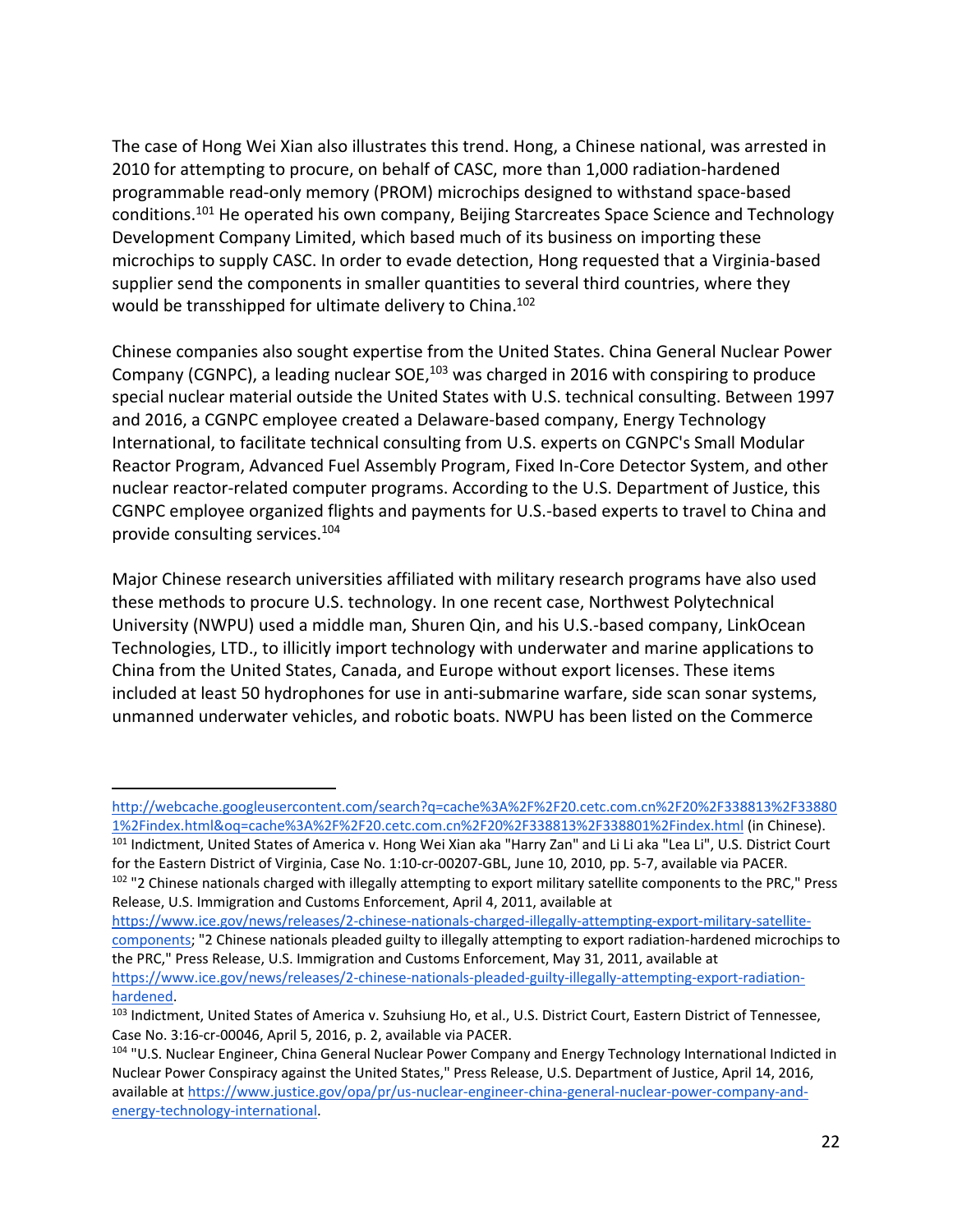The case of Hong Wei Xian also illustrates this trend. Hong, a Chinese national, was arrested in 2010 for attempting to procure, on behalf of CASC, more than 1,000 radiation-hardened programmable read-only memory (PROM) microchips designed to withstand space-based conditions.[101] He operated his own company, Beijing Starcreates Space Science and Technology Development Company Limited, which based much of its business on importing these microchips to supply CASC. In order to evade detection, Hong requested that a Virginia-based supplier send the components in smaller quantities to several third countries, where they would be transshipped for ultimate delivery to China.[102]

Chinese companies also sought expertise from the United States. China General Nuclear Power Company (CGNPC), a leading nuclear SOE,[103] was charged in 2016 with conspiring to produce special nuclear material outside the United States with U.S. technical consulting. Between 1997 and 2016, a CGNPC employee created a Delaware-based company, Energy Technology International, to facilitate technical consulting from U.S. experts on CGNPC's Small Modular Reactor Program, Advanced Fuel Assembly Program, Fixed In-Core Detector System, and other nuclear reactor-related computer programs. According to the U.S. Department of Justice, this CGNPC employee organized flights and payments for U.S.-based experts to travel to China and provide consulting services.[104]

Major Chinese research universities affiliated with military research programs have also used these methods to procure U.S. technology. In one recent case, Northwest Polytechnical University (NWPU) used a middle man, Shuren Qin, and his U.S.-based company, LinkOcean Technologies, LTD., to illicitly import technology with underwater and marine applications to China from the United States, Canada, and Europe without export licenses. These items included at least 50 hydrophones for use in anti-submarine warfare, side scan sonar systems, unmanned underwater vehicles, and robotic boats. NWPU has been listed on the Commerce

---

http://webcache.googleusercontent.com/search?q=cache%3A%2F%2F20.cetc.com.cn%2F20%2F338813%2F338801%2Findex.html&oq=cache%3A%2F%2F20.cetc.com.cn%2F20%2F338813%2F338801%2Findex.html (in Chinese).

[101] Indictment, United States of America v. Hong Wei Xian aka "Harry Zan" and Li Li aka "Lea Li", U.S. District Court for the Eastern District of Virginia, Case No. 1:10-cr-00207-GBL, June 10, 2010, pp. 5-7, available via PACER.

[102] "2 Chinese nationals charged with illegally attempting to export military satellite components to the PRC," Press Release, U.S. Immigration and Customs Enforcement, April 4, 2011, available at https://www.ice.gov/news/releases/2-chinese-nationals-charged-illegally-attempting-export-military-satellite-components; "2 Chinese nationals pleaded guilty to illegally attempting to export radiation-hardened microchips to the PRC," Press Release, U.S. Immigration and Customs Enforcement, May 31, 2011, available at https://www.ice.gov/news/releases/2-chinese-nationals-pleaded-guilty-illegally-attempting-export-radiation-hardened.

[103] Indictment, United States of America v. Szuhsiung Ho, et al., U.S. District Court, Eastern District of Tennessee, Case No. 3:16-cr-00046, April 5, 2016, p. 2, available via PACER.

[104] "U.S. Nuclear Engineer, China General Nuclear Power Company and Energy Technology International Indicted in Nuclear Power Conspiracy against the United States," Press Release, U.S. Department of Justice, April 14, 2016, available at https://www.justice.gov/opa/pr/us-nuclear-engineer-china-general-nuclear-power-company-and-energy-technology-international.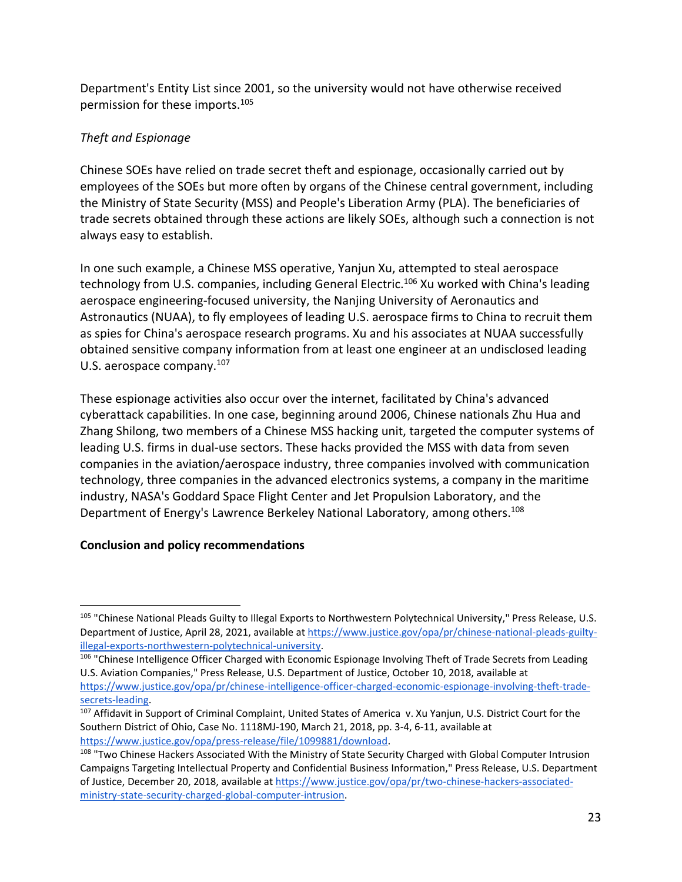Department's Entity List since 2001, so the university would not have otherwise received permission for these imports.[105]

*Theft and Espionage*

Chinese SOEs have relied on trade secret theft and espionage, occasionally carried out by employees of the SOEs but more often by organs of the Chinese central government, including the Ministry of State Security (MSS) and People's Liberation Army (PLA). The beneficiaries of trade secrets obtained through these actions are likely SOEs, although such a connection is not always easy to establish.

In one such example, a Chinese MSS operative, Yanjun Xu, attempted to steal aerospace technology from U.S. companies, including General Electric.[106] Xu worked with China's leading aerospace engineering-focused university, the Nanjing University of Aeronautics and Astronautics (NUAA), to fly employees of leading U.S. aerospace firms to China to recruit them as spies for China's aerospace research programs. Xu and his associates at NUAA successfully obtained sensitive company information from at least one engineer at an undisclosed leading U.S. aerospace company.[107]

These espionage activities also occur over the internet, facilitated by China's advanced cyberattack capabilities. In one case, beginning around 2006, Chinese nationals Zhu Hua and Zhang Shilong, two members of a Chinese MSS hacking unit, targeted the computer systems of leading U.S. firms in dual-use sectors. These hacks provided the MSS with data from seven companies in the aviation/aerospace industry, three companies involved with communication technology, three companies in the advanced electronics systems, a company in the maritime industry, NASA's Goddard Space Flight Center and Jet Propulsion Laboratory, and the Department of Energy's Lawrence Berkeley National Laboratory, among others.[108]

**Conclusion and policy recommendations**

---

[105] "Chinese National Pleads Guilty to Illegal Exports to Northwestern Polytechnical University," Press Release, U.S. Department of Justice, April 28, 2021, available at https://www.justice.gov/opa/pr/chinese-national-pleads-guilty-illegal-exports-northwestern-polytechnical-university.

[106] "Chinese Intelligence Officer Charged with Economic Espionage Involving Theft of Trade Secrets from Leading U.S. Aviation Companies," Press Release, U.S. Department of Justice, October 10, 2018, available at https://www.justice.gov/opa/pr/chinese-intelligence-officer-charged-economic-espionage-involving-theft-trade-secrets-leading.

[107] Affidavit in Support of Criminal Complaint, United States of America v. Xu Yanjun, U.S. District Court for the Southern District of Ohio, Case No. 1118MJ-190, March 21, 2018, pp. 3-4, 6-11, available at https://www.justice.gov/opa/press-release/file/1099881/download.

[108] "Two Chinese Hackers Associated With the Ministry of State Security Charged with Global Computer Intrusion Campaigns Targeting Intellectual Property and Confidential Business Information," Press Release, U.S. Department of Justice, December 20, 2018, available at https://www.justice.gov/opa/pr/two-chinese-hackers-associated-ministry-state-security-charged-global-computer-intrusion.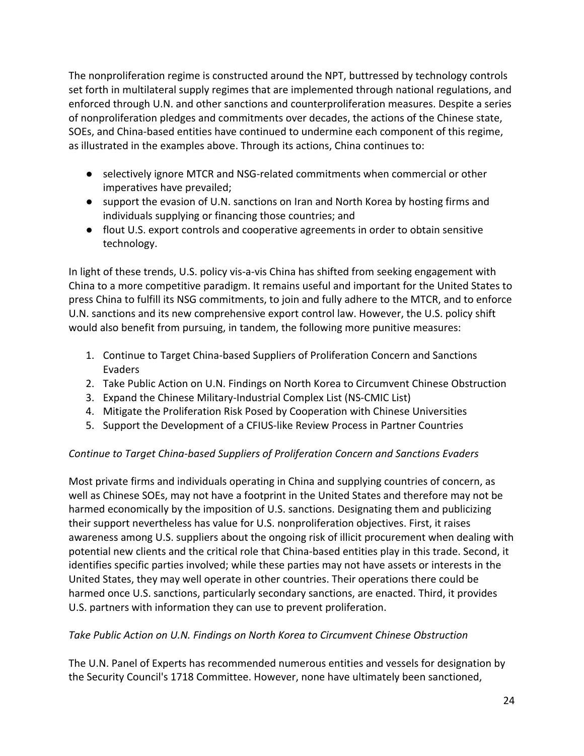The nonproliferation regime is constructed around the NPT, buttressed by technology controls set forth in multilateral supply regimes that are implemented through national regulations, and enforced through U.N. and other sanctions and counterproliferation measures. Despite a series of nonproliferation pledges and commitments over decades, the actions of the Chinese state, SOEs, and China-based entities have continued to undermine each component of this regime, as illustrated in the examples above. Through its actions, China continues to:

- selectively ignore MTCR and NSG-related commitments when commercial or other imperatives have prevailed;
- support the evasion of U.N. sanctions on Iran and North Korea by hosting firms and individuals supplying or financing those countries; and
- flout U.S. export controls and cooperative agreements in order to obtain sensitive technology.

In light of these trends, U.S. policy vis-a-vis China has shifted from seeking engagement with China to a more competitive paradigm. It remains useful and important for the United States to press China to fulfill its NSG commitments, to join and fully adhere to the MTCR, and to enforce U.N. sanctions and its new comprehensive export control law. However, the U.S. policy shift would also benefit from pursuing, in tandem, the following more punitive measures:

1. Continue to Target China-based Suppliers of Proliferation Concern and Sanctions Evaders
2. Take Public Action on U.N. Findings on North Korea to Circumvent Chinese Obstruction
3. Expand the Chinese Military-Industrial Complex List (NS-CMIC List)
4. Mitigate the Proliferation Risk Posed by Cooperation with Chinese Universities
5. Support the Development of a CFIUS-like Review Process in Partner Countries

*Continue to Target China-based Suppliers of Proliferation Concern and Sanctions Evaders*

Most private firms and individuals operating in China and supplying countries of concern, as well as Chinese SOEs, may not have a footprint in the United States and therefore may not be harmed economically by the imposition of U.S. sanctions. Designating them and publicizing their support nevertheless has value for U.S. nonproliferation objectives. First, it raises awareness among U.S. suppliers about the ongoing risk of illicit procurement when dealing with potential new clients and the critical role that China-based entities play in this trade. Second, it identifies specific parties involved; while these parties may not have assets or interests in the United States, they may well operate in other countries. Their operations there could be harmed once U.S. sanctions, particularly secondary sanctions, are enacted. Third, it provides U.S. partners with information they can use to prevent proliferation.

*Take Public Action on U.N. Findings on North Korea to Circumvent Chinese Obstruction*

The U.N. Panel of Experts has recommended numerous entities and vessels for designation by the Security Council's 1718 Committee. However, none have ultimately been sanctioned,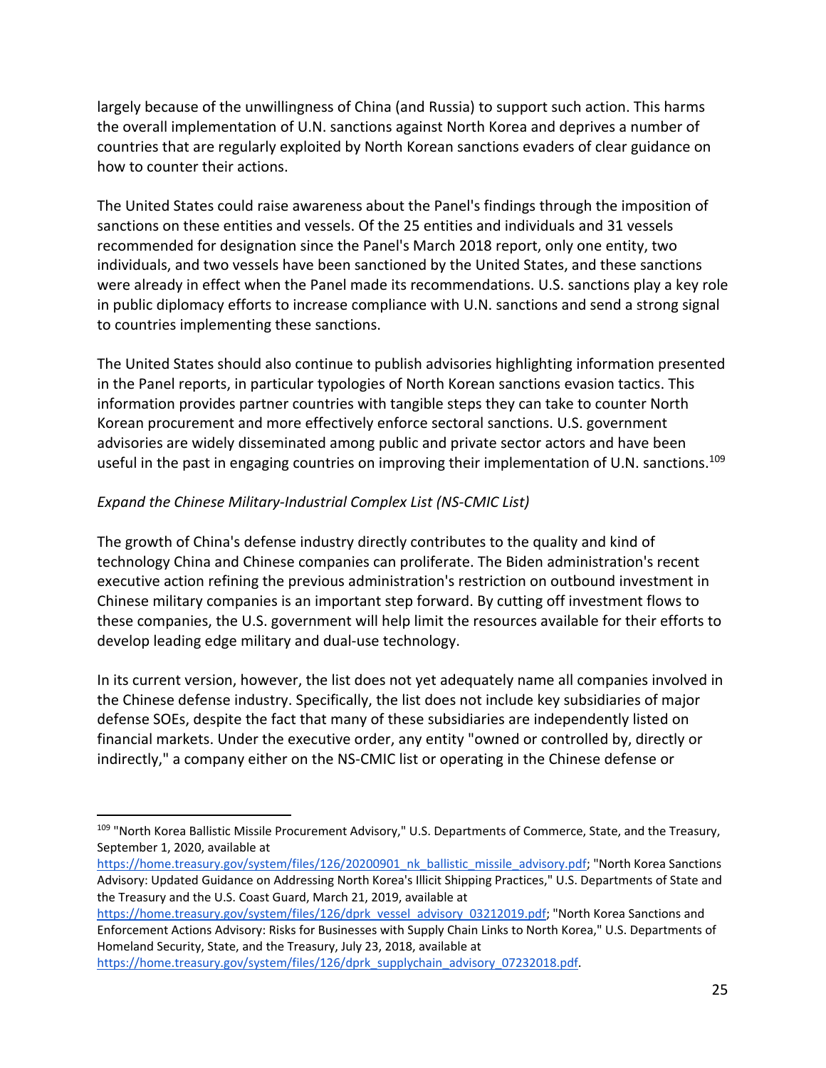largely because of the unwillingness of China (and Russia) to support such action. This harms the overall implementation of U.N. sanctions against North Korea and deprives a number of countries that are regularly exploited by North Korean sanctions evaders of clear guidance on how to counter their actions.

The United States could raise awareness about the Panel's findings through the imposition of sanctions on these entities and vessels. Of the 25 entities and individuals and 31 vessels recommended for designation since the Panel's March 2018 report, only one entity, two individuals, and two vessels have been sanctioned by the United States, and these sanctions were already in effect when the Panel made its recommendations. U.S. sanctions play a key role in public diplomacy efforts to increase compliance with U.N. sanctions and send a strong signal to countries implementing these sanctions.

The United States should also continue to publish advisories highlighting information presented in the Panel reports, in particular typologies of North Korean sanctions evasion tactics. This information provides partner countries with tangible steps they can take to counter North Korean procurement and more effectively enforce sectoral sanctions. U.S. government advisories are widely disseminated among public and private sector actors and have been useful in the past in engaging countries on improving their implementation of U.N. sanctions.[109]

*Expand the Chinese Military-Industrial Complex List (NS-CMIC List)*

The growth of China's defense industry directly contributes to the quality and kind of technology China and Chinese companies can proliferate. The Biden administration's recent executive action refining the previous administration's restriction on outbound investment in Chinese military companies is an important step forward. By cutting off investment flows to these companies, the U.S. government will help limit the resources available for their efforts to develop leading edge military and dual-use technology.

In its current version, however, the list does not yet adequately name all companies involved in the Chinese defense industry. Specifically, the list does not include key subsidiaries of major defense SOEs, despite the fact that many of these subsidiaries are independently listed on financial markets. Under the executive order, any entity "owned or controlled by, directly or indirectly," a company either on the NS-CMIC list or operating in the Chinese defense or

---

[109] "North Korea Ballistic Missile Procurement Advisory," U.S. Departments of Commerce, State, and the Treasury, September 1, 2020, available at https://home.treasury.gov/system/files/126/20200901_nk_ballistic_missile_advisory.pdf; "North Korea Sanctions Advisory: Updated Guidance on Addressing North Korea's Illicit Shipping Practices," U.S. Departments of State and the Treasury and the U.S. Coast Guard, March 21, 2019, available at https://home.treasury.gov/system/files/126/dprk_vessel_advisory_03212019.pdf; "North Korea Sanctions and Enforcement Actions Advisory: Risks for Businesses with Supply Chain Links to North Korea," U.S. Departments of Homeland Security, State, and the Treasury, July 23, 2018, available at https://home.treasury.gov/system/files/126/dprk_supplychain_advisory_07232018.pdf.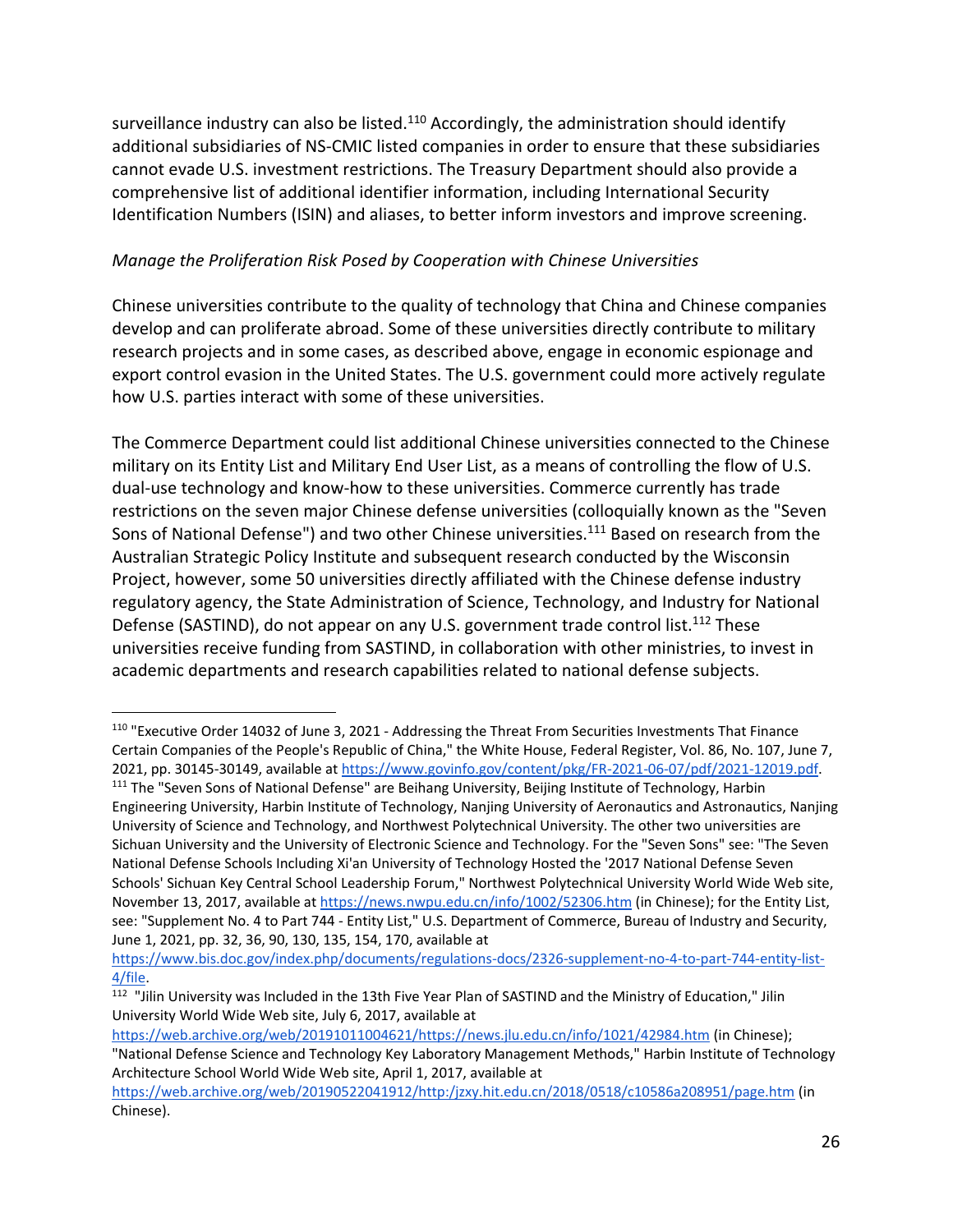surveillance industry can also be listed.[110] Accordingly, the administration should identify additional subsidiaries of NS-CMIC listed companies in order to ensure that these subsidiaries cannot evade U.S. investment restrictions. The Treasury Department should also provide a comprehensive list of additional identifier information, including International Security Identification Numbers (ISIN) and aliases, to better inform investors and improve screening.

*Manage the Proliferation Risk Posed by Cooperation with Chinese Universities*

Chinese universities contribute to the quality of technology that China and Chinese companies develop and can proliferate abroad. Some of these universities directly contribute to military research projects and in some cases, as described above, engage in economic espionage and export control evasion in the United States. The U.S. government could more actively regulate how U.S. parties interact with some of these universities.

The Commerce Department could list additional Chinese universities connected to the Chinese military on its Entity List and Military End User List, as a means of controlling the flow of U.S. dual-use technology and know-how to these universities. Commerce currently has trade restrictions on the seven major Chinese defense universities (colloquially known as the "Seven Sons of National Defense") and two other Chinese universities.[111] Based on research from the Australian Strategic Policy Institute and subsequent research conducted by the Wisconsin Project, however, some 50 universities directly affiliated with the Chinese defense industry regulatory agency, the State Administration of Science, Technology, and Industry for National Defense (SASTIND), do not appear on any U.S. government trade control list.[112] These universities receive funding from SASTIND, in collaboration with other ministries, to invest in academic departments and research capabilities related to national defense subjects.

---

[110] "Executive Order 14032 of June 3, 2021 - Addressing the Threat From Securities Investments That Finance Certain Companies of the People's Republic of China," the White House, Federal Register, Vol. 86, No. 107, June 7, 2021, pp. 30145-30149, available at https://www.govinfo.gov/content/pkg/FR-2021-06-07/pdf/2021-12019.pdf.

[111] The "Seven Sons of National Defense" are Beihang University, Beijing Institute of Technology, Harbin Engineering University, Harbin Institute of Technology, Nanjing University of Aeronautics and Astronautics, Nanjing University of Science and Technology, and Northwest Polytechnical University. The other two universities are Sichuan University and the University of Electronic Science and Technology. For the "Seven Sons" see: "The Seven National Defense Schools Including Xi'an University of Technology Hosted the '2017 National Defense Seven Schools' Sichuan Key Central School Leadership Forum," Northwest Polytechnical University World Wide Web site, November 13, 2017, available at https://news.nwpu.edu.cn/info/1002/52306.htm (in Chinese); for the Entity List, see: "Supplement No. 4 to Part 744 - Entity List," U.S. Department of Commerce, Bureau of Industry and Security, June 1, 2021, pp. 32, 36, 90, 130, 135, 154, 170, available at https://www.bis.doc.gov/index.php/documents/regulations-docs/2326-supplement-no-4-to-part-744-entity-list-4/file.

[112] "Jilin University was Included in the 13th Five Year Plan of SASTIND and the Ministry of Education," Jilin University World Wide Web site, July 6, 2017, available at https://web.archive.org/web/20191011004621/https://news.jlu.edu.cn/info/1021/42984.htm (in Chinese); "National Defense Science and Technology Key Laboratory Management Methods," Harbin Institute of Technology Architecture School World Wide Web site, April 1, 2017, available at https://web.archive.org/web/20190522041912/http:/jzxy.hit.edu.cn/2018/0518/c10586a208951/page.htm (in Chinese).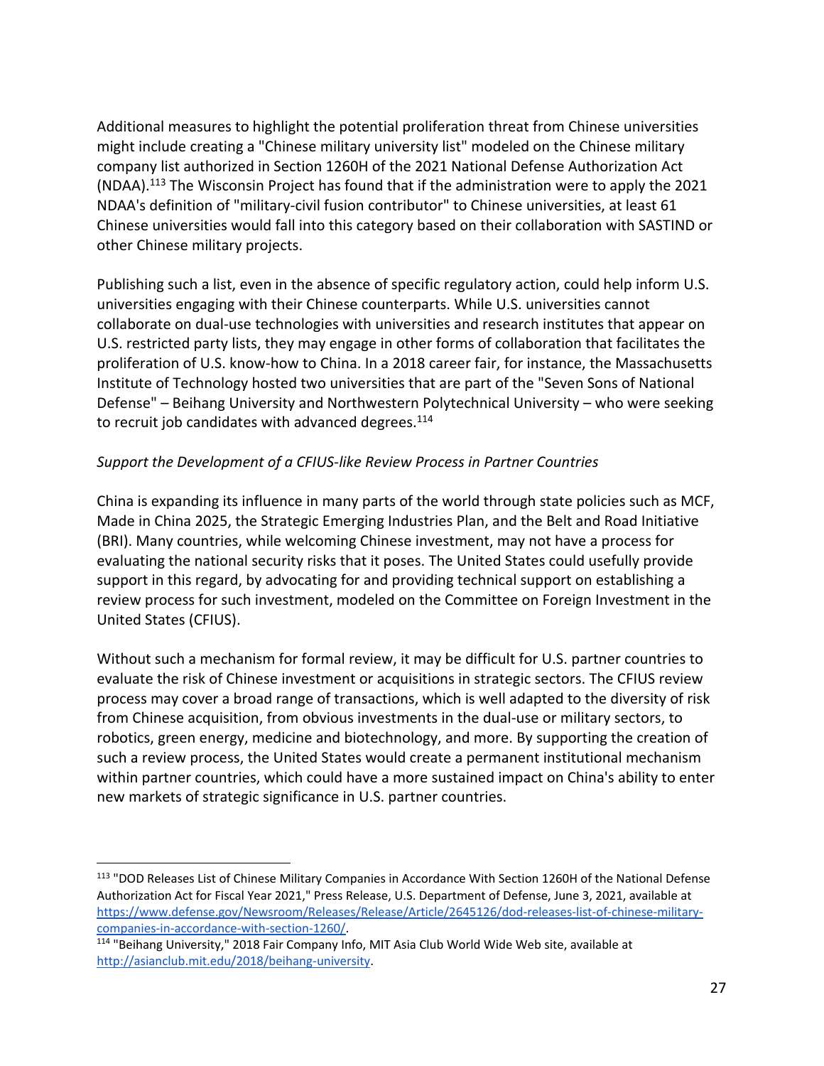Additional measures to highlight the potential proliferation threat from Chinese universities might include creating a "Chinese military university list" modeled on the Chinese military company list authorized in Section 1260H of the 2021 National Defense Authorization Act (NDAA).[113] The Wisconsin Project has found that if the administration were to apply the 2021 NDAA's definition of "military-civil fusion contributor" to Chinese universities, at least 61 Chinese universities would fall into this category based on their collaboration with SASTIND or other Chinese military projects.

Publishing such a list, even in the absence of specific regulatory action, could help inform U.S. universities engaging with their Chinese counterparts. While U.S. universities cannot collaborate on dual-use technologies with universities and research institutes that appear on U.S. restricted party lists, they may engage in other forms of collaboration that facilitates the proliferation of U.S. know-how to China. In a 2018 career fair, for instance, the Massachusetts Institute of Technology hosted two universities that are part of the "Seven Sons of National Defense" – Beihang University and Northwestern Polytechnical University – who were seeking to recruit job candidates with advanced degrees.[114]

*Support the Development of a CFIUS-like Review Process in Partner Countries*

China is expanding its influence in many parts of the world through state policies such as MCF, Made in China 2025, the Strategic Emerging Industries Plan, and the Belt and Road Initiative (BRI). Many countries, while welcoming Chinese investment, may not have a process for evaluating the national security risks that it poses. The United States could usefully provide support in this regard, by advocating for and providing technical support on establishing a review process for such investment, modeled on the Committee on Foreign Investment in the United States (CFIUS).

Without such a mechanism for formal review, it may be difficult for U.S. partner countries to evaluate the risk of Chinese investment or acquisitions in strategic sectors. The CFIUS review process may cover a broad range of transactions, which is well adapted to the diversity of risk from Chinese acquisition, from obvious investments in the dual-use or military sectors, to robotics, green energy, medicine and biotechnology, and more. By supporting the creation of such a review process, the United States would create a permanent institutional mechanism within partner countries, which could have a more sustained impact on China's ability to enter new markets of strategic significance in U.S. partner countries.

---

[113] "DOD Releases List of Chinese Military Companies in Accordance With Section 1260H of the National Defense Authorization Act for Fiscal Year 2021," Press Release, U.S. Department of Defense, June 3, 2021, available at https://www.defense.gov/Newsroom/Releases/Release/Article/2645126/dod-releases-list-of-chinese-military-companies-in-accordance-with-section-1260/.

[114] "Beihang University," 2018 Fair Company Info, MIT Asia Club World Wide Web site, available at http://asianclub.mit.edu/2018/beihang-university.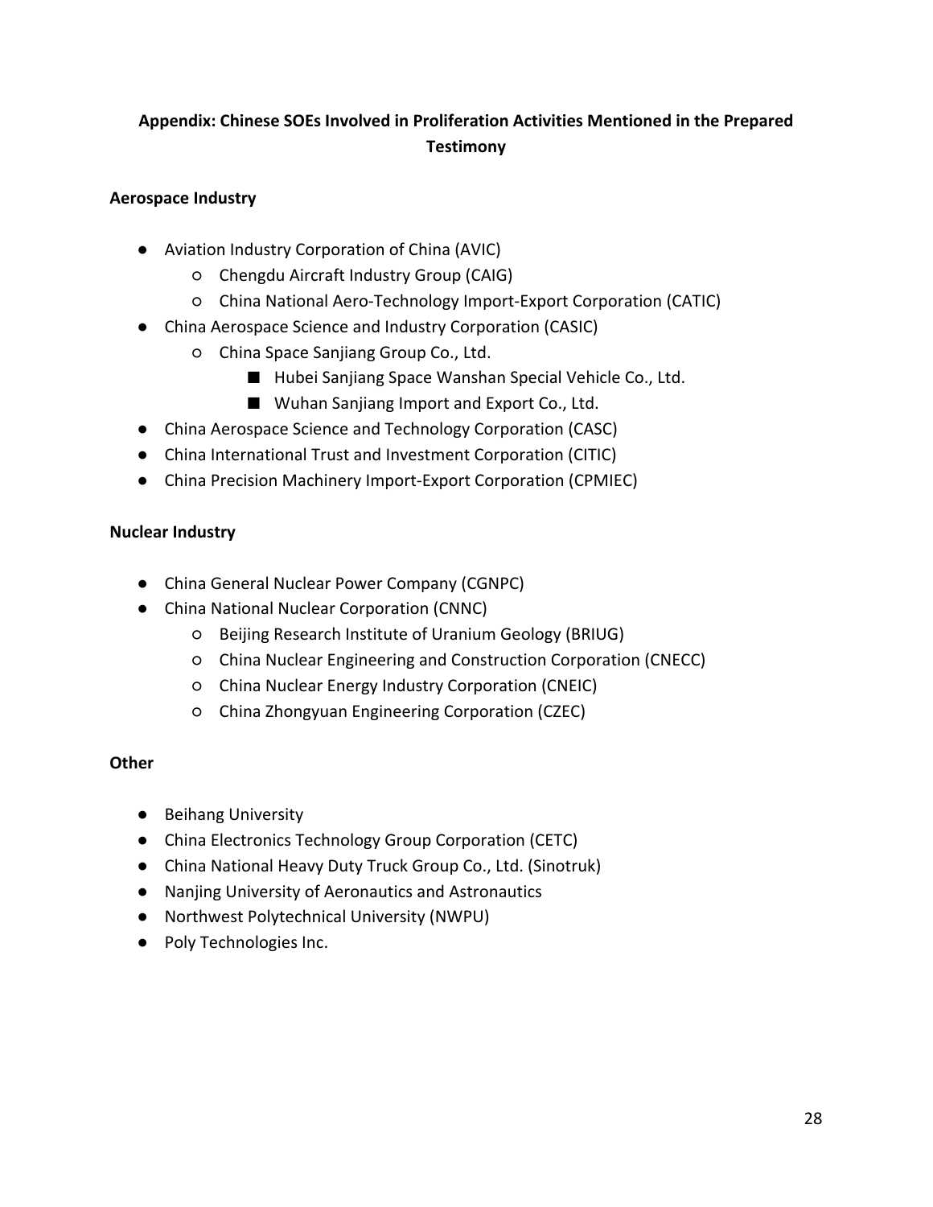## Appendix: Chinese SOEs Involved in Proliferation Activities Mentioned in the Prepared Testimony

**Aerospace Industry**

- Aviation Industry Corporation of China (AVIC)
  - Chengdu Aircraft Industry Group (CAIG)
  - China National Aero-Technology Import-Export Corporation (CATIC)
- China Aerospace Science and Industry Corporation (CASIC)
  - China Space Sanjiang Group Co., Ltd.
    - Hubei Sanjiang Space Wanshan Special Vehicle Co., Ltd.
    - Wuhan Sanjiang Import and Export Co., Ltd.
- China Aerospace Science and Technology Corporation (CASC)
- China International Trust and Investment Corporation (CITIC)
- China Precision Machinery Import-Export Corporation (CPMIEC)

**Nuclear Industry**

- China General Nuclear Power Company (CGNPC)
- China National Nuclear Corporation (CNNC)
  - Beijing Research Institute of Uranium Geology (BRIUG)
  - China Nuclear Engineering and Construction Corporation (CNECC)
  - China Nuclear Energy Industry Corporation (CNEIC)
  - China Zhongyuan Engineering Corporation (CZEC)

**Other**

- Beihang University
- China Electronics Technology Group Corporation (CETC)
- China National Heavy Duty Truck Group Co., Ltd. (Sinotruk)
- Nanjing University of Aeronautics and Astronautics
- Northwest Polytechnical University (NWPU)
- Poly Technologies Inc.